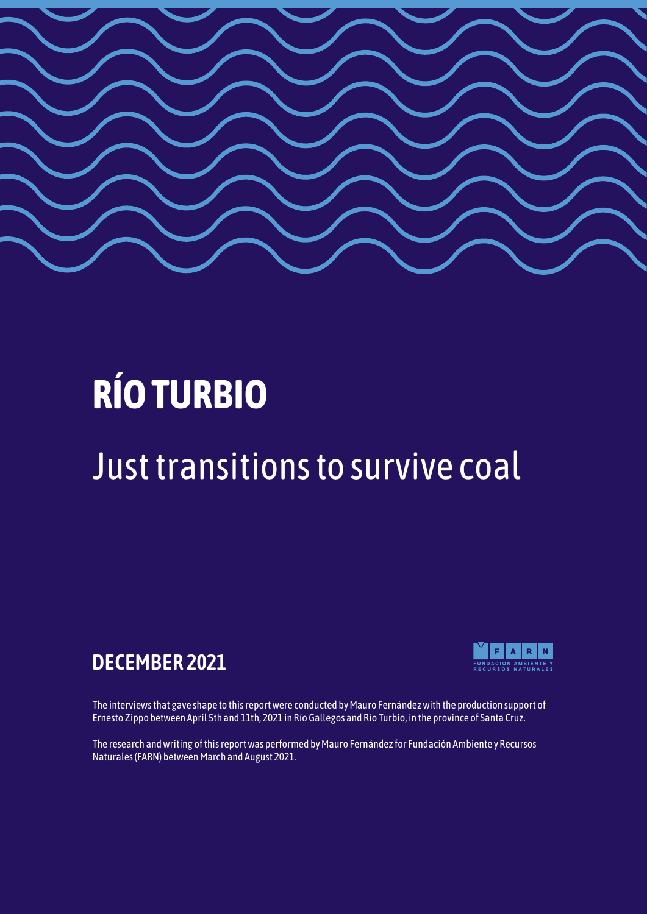# RÍO TURBIO

## Just transitions to survive coal

**DECEMBER 2021**

FARN
FUNDACIÓN AMBIENTE Y RECURSOS NATURALES

The interviews that gave shape to this report were conducted by Mauro Fernández with the production support of Ernesto Zippo between April 5th and 11th, 2021 in Río Gallegos and Río Turbio, in the province of Santa Cruz.

The research and writing of this report was performed by Mauro Fernández for Fundación Ambiente y Recursos Naturales (FARN) between March and August 2021.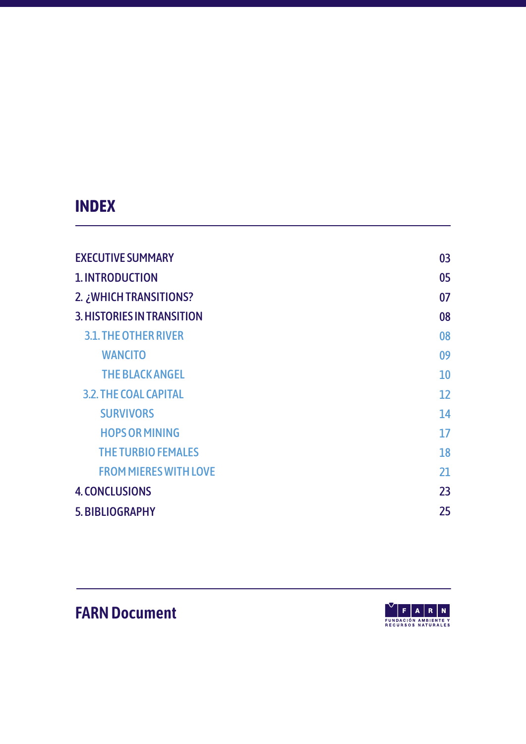## INDEX

| | |
|---|---|
| EXECUTIVE SUMMARY | 03 |
| 1. INTRODUCTION | 05 |
| 2. ¿WHICH TRANSITIONS? | 07 |
| 3. HISTORIES IN TRANSITION | 08 |
| 3.1. THE OTHER RIVER | 08 |
| WANCITO | 09 |
| THE BLACK ANGEL | 10 |
| 3.2. THE COAL CAPITAL | 12 |
| SURVIVORS | 14 |
| HOPS OR MINING | 17 |
| THE TURBIO FEMALES | 18 |
| FROM MIERES WITH LOVE | 21 |
| 4. CONCLUSIONS | 23 |
| 5. BIBLIOGRAPHY | 25 |

**FARN Document**

FUNDACIÓN AMBIENTE Y RECURSOS NATURALES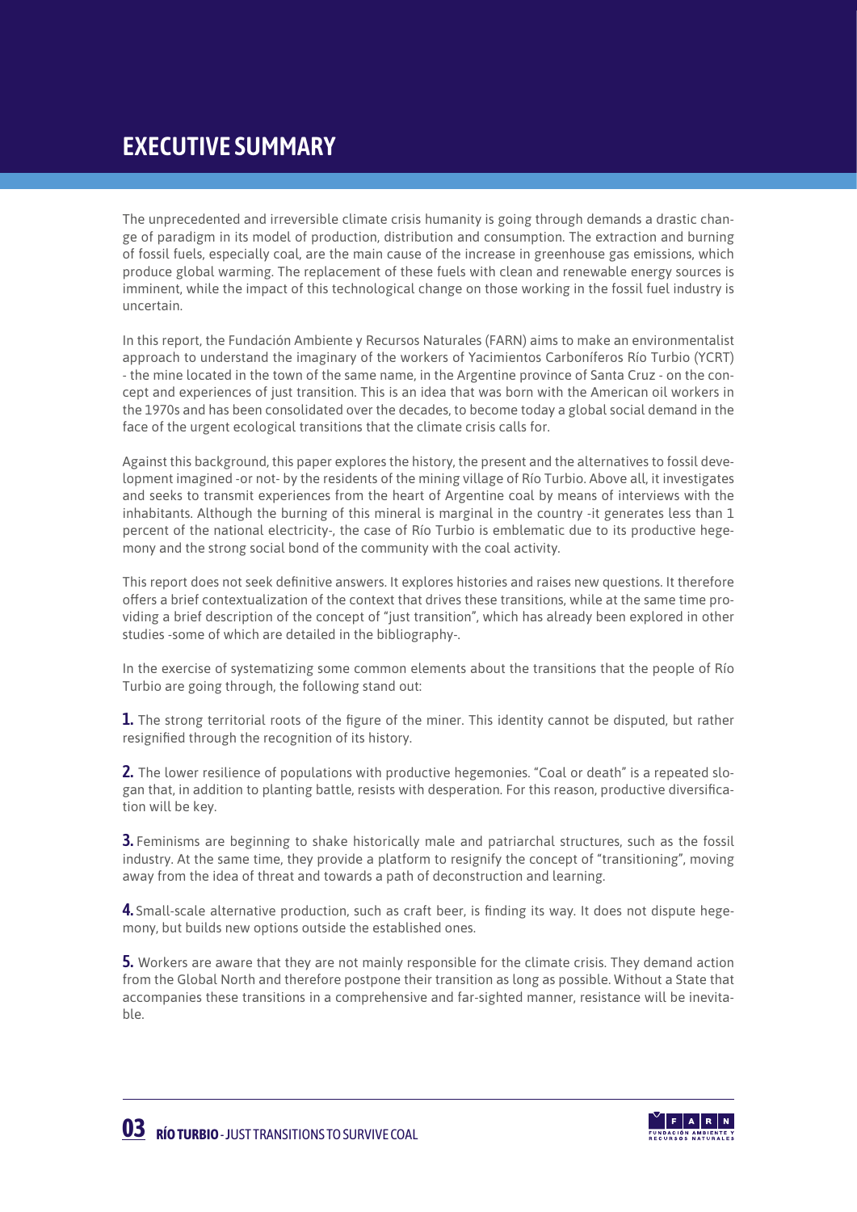# EXECUTIVE SUMMARY

The unprecedented and irreversible climate crisis humanity is going through demands a drastic change of paradigm in its model of production, distribution and consumption. The extraction and burning of fossil fuels, especially coal, are the main cause of the increase in greenhouse gas emissions, which produce global warming. The replacement of these fuels with clean and renewable energy sources is imminent, while the impact of this technological change on those working in the fossil fuel industry is uncertain.

In this report, the Fundación Ambiente y Recursos Naturales (FARN) aims to make an environmentalist approach to understand the imaginary of the workers of Yacimientos Carboníferos Río Turbio (YCRT) - the mine located in the town of the same name, in the Argentine province of Santa Cruz - on the concept and experiences of just transition. This is an idea that was born with the American oil workers in the 1970s and has been consolidated over the decades, to become today a global social demand in the face of the urgent ecological transitions that the climate crisis calls for.

Against this background, this paper explores the history, the present and the alternatives to fossil development imagined -or not- by the residents of the mining village of Río Turbio. Above all, it investigates and seeks to transmit experiences from the heart of Argentine coal by means of interviews with the inhabitants. Although the burning of this mineral is marginal in the country -it generates less than 1 percent of the national electricity-, the case of Río Turbio is emblematic due to its productive hegemony and the strong social bond of the community with the coal activity.

This report does not seek definitive answers. It explores histories and raises new questions. It therefore offers a brief contextualization of the context that drives these transitions, while at the same time providing a brief description of the concept of "just transition", which has already been explored in other studies -some of which are detailed in the bibliography-.

In the exercise of systematizing some common elements about the transitions that the people of Río Turbio are going through, the following stand out:

**1.** The strong territorial roots of the figure of the miner. This identity cannot be disputed, but rather resignified through the recognition of its history.

**2.** The lower resilience of populations with productive hegemonies. "Coal or death" is a repeated slogan that, in addition to planting battle, resists with desperation. For this reason, productive diversification will be key.

**3.** Feminisms are beginning to shake historically male and patriarchal structures, such as the fossil industry. At the same time, they provide a platform to resignify the concept of "transitioning", moving away from the idea of threat and towards a path of deconstruction and learning.

**4.** Small-scale alternative production, such as craft beer, is finding its way. It does not dispute hegemony, but builds new options outside the established ones.

**5.** Workers are aware that they are not mainly responsible for the climate crisis. They demand action from the Global North and therefore postpone their transition as long as possible. Without a State that accompanies these transitions in a comprehensive and far-sighted manner, resistance will be inevitable.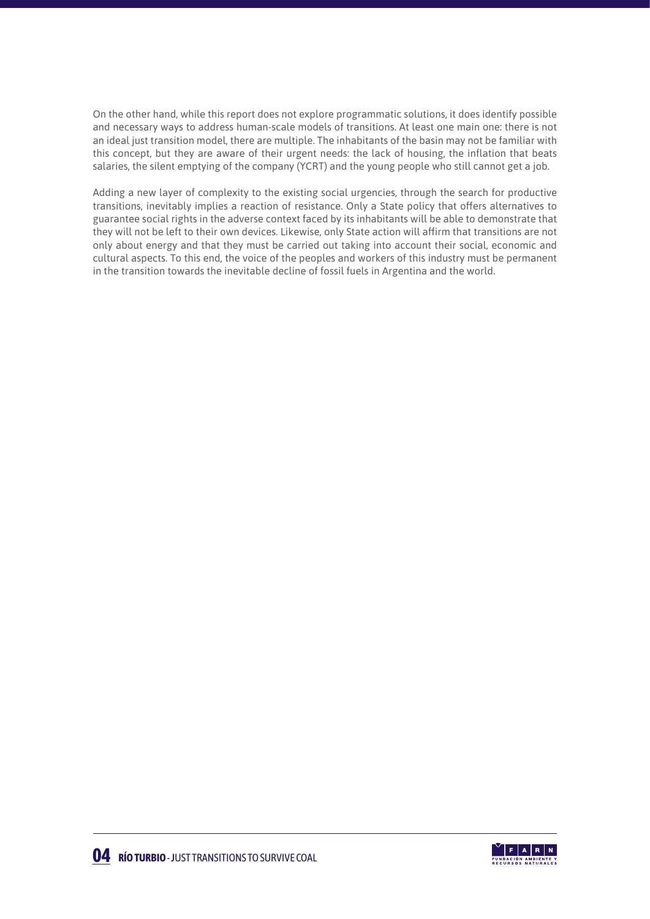On the other hand, while this report does not explore programmatic solutions, it does identify possible and necessary ways to address human-scale models of transitions. At least one main one: there is not an ideal just transition model, there are multiple. The inhabitants of the basin may not be familiar with this concept, but they are aware of their urgent needs: the lack of housing, the inflation that beats salaries, the silent emptying of the company (YCRT) and the young people who still cannot get a job.

Adding a new layer of complexity to the existing social urgencies, through the search for productive transitions, inevitably implies a reaction of resistance. Only a State policy that offers alternatives to guarantee social rights in the adverse context faced by its inhabitants will be able to demonstrate that they will not be left to their own devices. Likewise, only State action will affirm that transitions are not only about energy and that they must be carried out taking into account their social, economic and cultural aspects. To this end, the voice of the peoples and workers of this industry must be permanent in the transition towards the inevitable decline of fossil fuels in Argentina and the world.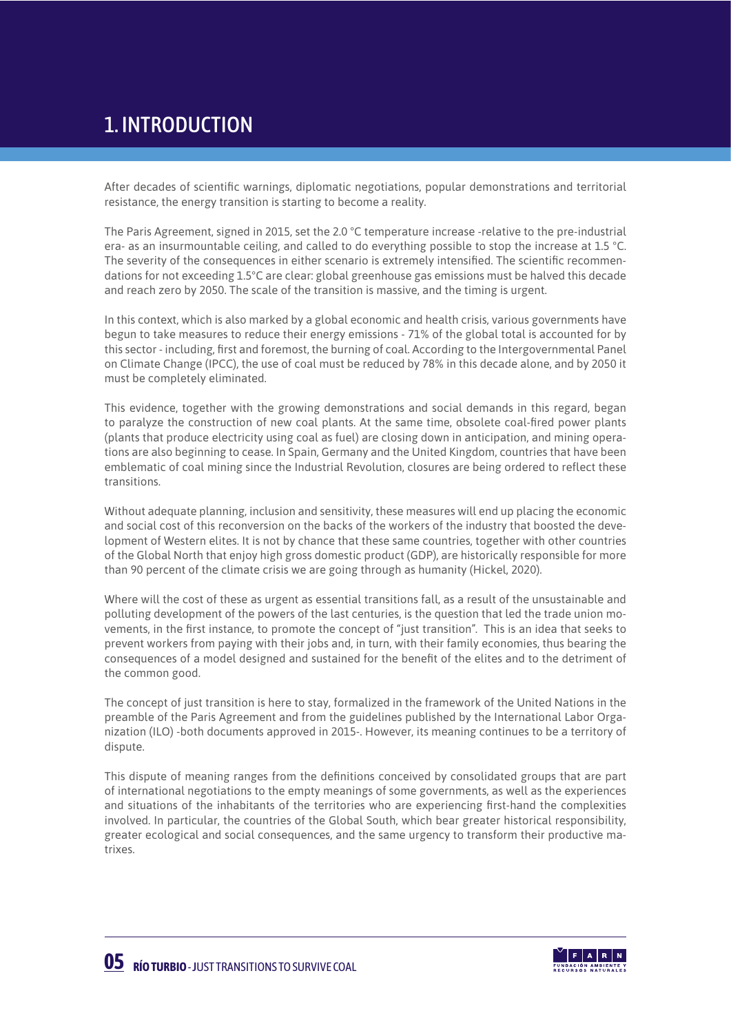# 1. INTRODUCTION

After decades of scientific warnings, diplomatic negotiations, popular demonstrations and territorial resistance, the energy transition is starting to become a reality.

The Paris Agreement, signed in 2015, set the 2.0 °C temperature increase -relative to the pre-industrial era- as an insurmountable ceiling, and called to do everything possible to stop the increase at 1.5 °C. The severity of the consequences in either scenario is extremely intensified. The scientific recommendations for not exceeding 1.5°C are clear: global greenhouse gas emissions must be halved this decade and reach zero by 2050. The scale of the transition is massive, and the timing is urgent.

In this context, which is also marked by a global economic and health crisis, various governments have begun to take measures to reduce their energy emissions - 71% of the global total is accounted for by this sector - including, first and foremost, the burning of coal. According to the Intergovernmental Panel on Climate Change (IPCC), the use of coal must be reduced by 78% in this decade alone, and by 2050 it must be completely eliminated.

This evidence, together with the growing demonstrations and social demands in this regard, began to paralyze the construction of new coal plants. At the same time, obsolete coal-fired power plants (plants that produce electricity using coal as fuel) are closing down in anticipation, and mining operations are also beginning to cease. In Spain, Germany and the United Kingdom, countries that have been emblematic of coal mining since the Industrial Revolution, closures are being ordered to reflect these transitions.

Without adequate planning, inclusion and sensitivity, these measures will end up placing the economic and social cost of this reconversion on the backs of the workers of the industry that boosted the development of Western elites. It is not by chance that these same countries, together with other countries of the Global North that enjoy high gross domestic product (GDP), are historically responsible for more than 90 percent of the climate crisis we are going through as humanity (Hickel, 2020).

Where will the cost of these as urgent as essential transitions fall, as a result of the unsustainable and polluting development of the powers of the last centuries, is the question that led the trade union movements, in the first instance, to promote the concept of "just transition". This is an idea that seeks to prevent workers from paying with their jobs and, in turn, with their family economies, thus bearing the consequences of a model designed and sustained for the benefit of the elites and to the detriment of the common good.

The concept of just transition is here to stay, formalized in the framework of the United Nations in the preamble of the Paris Agreement and from the guidelines published by the International Labor Organization (ILO) -both documents approved in 2015-. However, its meaning continues to be a territory of dispute.

This dispute of meaning ranges from the definitions conceived by consolidated groups that are part of international negotiations to the empty meanings of some governments, as well as the experiences and situations of the inhabitants of the territories who are experiencing first-hand the complexities involved. In particular, the countries of the Global South, which bear greater historical responsibility, greater ecological and social consequences, and the same urgency to transform their productive matrixes.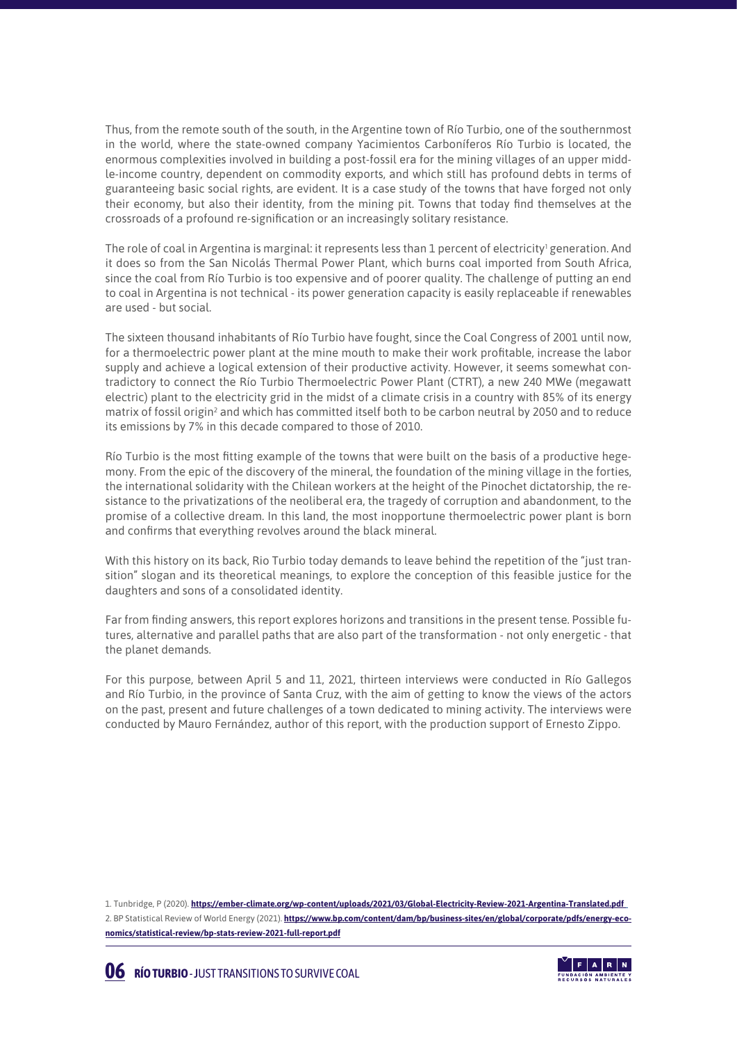Thus, from the remote south of the south, in the Argentine town of Río Turbio, one of the southernmost in the world, where the state-owned company Yacimientos Carboníferos Río Turbio is located, the enormous complexities involved in building a post-fossil era for the mining villages of an upper middle-income country, dependent on commodity exports, and which still has profound debts in terms of guaranteeing basic social rights, are evident. It is a case study of the towns that have forged not only their economy, but also their identity, from the mining pit. Towns that today find themselves at the crossroads of a profound re-signification or an increasingly solitary resistance.

The role of coal in Argentina is marginal: it represents less than 1 percent of electricity[1] generation. And it does so from the San Nicolás Thermal Power Plant, which burns coal imported from South Africa, since the coal from Río Turbio is too expensive and of poorer quality. The challenge of putting an end to coal in Argentina is not technical - its power generation capacity is easily replaceable if renewables are used - but social.

The sixteen thousand inhabitants of Río Turbio have fought, since the Coal Congress of 2001 until now, for a thermoelectric power plant at the mine mouth to make their work profitable, increase the labor supply and achieve a logical extension of their productive activity. However, it seems somewhat contradictory to connect the Río Turbio Thermoelectric Power Plant (CTRT), a new 240 MWe (megawatt electric) plant to the electricity grid in the midst of a climate crisis in a country with 85% of its energy matrix of fossil origin[2] and which has committed itself both to be carbon neutral by 2050 and to reduce its emissions by 7% in this decade compared to those of 2010.

Río Turbio is the most fitting example of the towns that were built on the basis of a productive hegemony. From the epic of the discovery of the mineral, the foundation of the mining village in the forties, the international solidarity with the Chilean workers at the height of the Pinochet dictatorship, the resistance to the privatizations of the neoliberal era, the tragedy of corruption and abandonment, to the promise of a collective dream. In this land, the most inopportune thermoelectric power plant is born and confirms that everything revolves around the black mineral.

With this history on its back, Rio Turbio today demands to leave behind the repetition of the "just transition" slogan and its theoretical meanings, to explore the conception of this feasible justice for the daughters and sons of a consolidated identity.

Far from finding answers, this report explores horizons and transitions in the present tense. Possible futures, alternative and parallel paths that are also part of the transformation - not only energetic - that the planet demands.

For this purpose, between April 5 and 11, 2021, thirteen interviews were conducted in Río Gallegos and Río Turbio, in the province of Santa Cruz, with the aim of getting to know the views of the actors on the past, present and future challenges of a town dedicated to mining activity. The interviews were conducted by Mauro Fernández, author of this report, with the production support of Ernesto Zippo.

1. Tunbridge, P (2020). **https://ember-climate.org/wp-content/uploads/2021/03/Global-Electricity-Review-2021-Argentina-Translated.pdf**

2. BP Statistical Review of World Energy (2021). **https://www.bp.com/content/dam/bp/business-sites/en/global/corporate/pdfs/energy-economics/statistical-review/bp-stats-review-2021-full-report.pdf**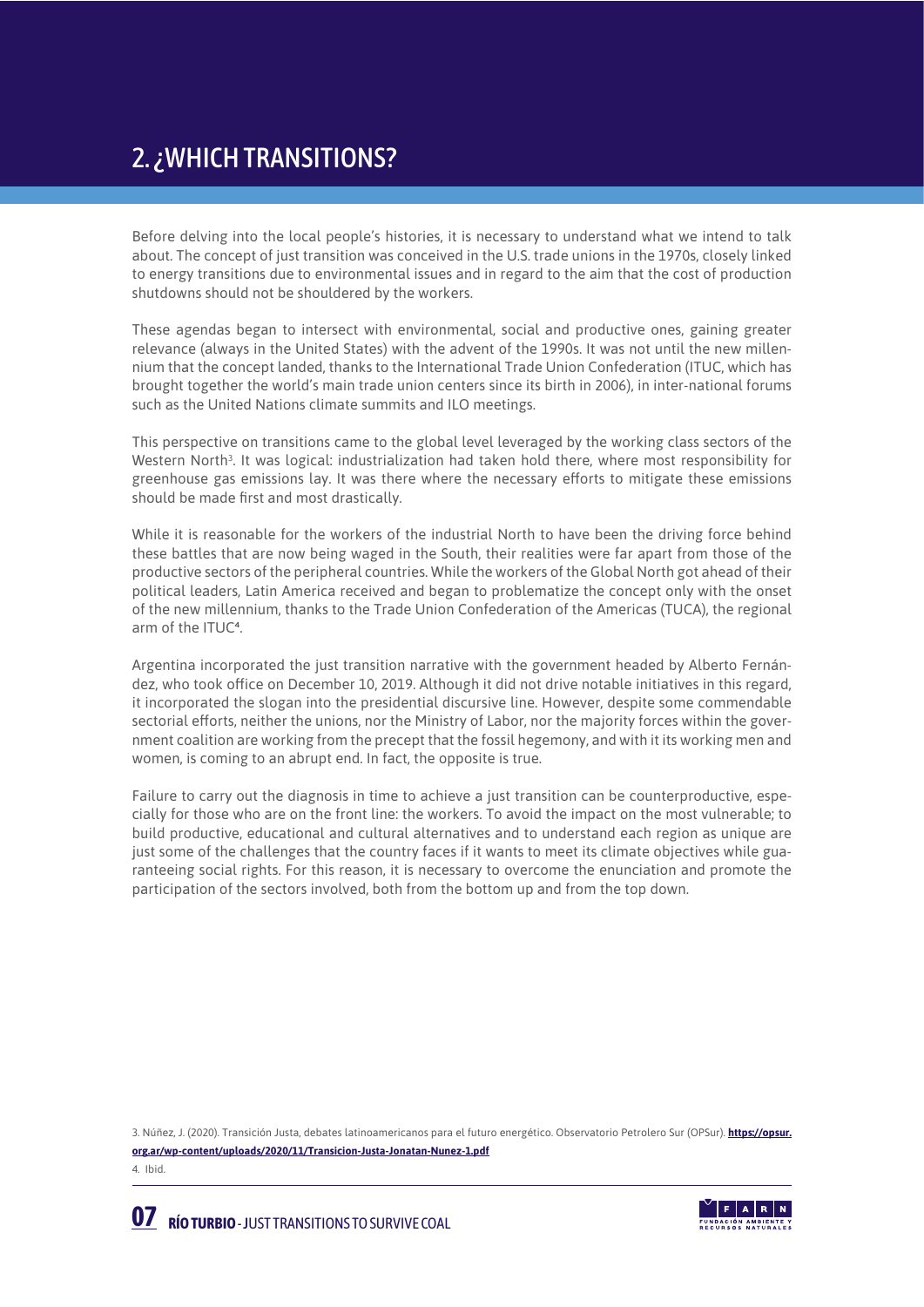## 2. ¿WHICH TRANSITIONS?

Before delving into the local people's histories, it is necessary to understand what we intend to talk about. The concept of just transition was conceived in the U.S. trade unions in the 1970s, closely linked to energy transitions due to environmental issues and in regard to the aim that the cost of production shutdowns should not be shouldered by the workers.

These agendas began to intersect with environmental, social and productive ones, gaining greater relevance (always in the United States) with the advent of the 1990s. It was not until the new millennium that the concept landed, thanks to the International Trade Union Confederation (ITUC, which has brought together the world's main trade union centers since its birth in 2006), in inter-national forums such as the United Nations climate summits and ILO meetings.

This perspective on transitions came to the global level leveraged by the working class sectors of the Western North[3]. It was logical: industrialization had taken hold there, where most responsibility for greenhouse gas emissions lay. It was there where the necessary efforts to mitigate these emissions should be made first and most drastically.

While it is reasonable for the workers of the industrial North to have been the driving force behind these battles that are now being waged in the South, their realities were far apart from those of the productive sectors of the peripheral countries. While the workers of the Global North got ahead of their political leaders, Latin America received and began to problematize the concept only with the onset of the new millennium, thanks to the Trade Union Confederation of the Americas (TUCA), the regional arm of the ITUC[4].

Argentina incorporated the just transition narrative with the government headed by Alberto Fernández, who took office on December 10, 2019. Although it did not drive notable initiatives in this regard, it incorporated the slogan into the presidential discursive line. However, despite some commendable sectorial efforts, neither the unions, nor the Ministry of Labor, nor the majority forces within the government coalition are working from the precept that the fossil hegemony, and with it its working men and women, is coming to an abrupt end. In fact, the opposite is true.

Failure to carry out the diagnosis in time to achieve a just transition can be counterproductive, especially for those who are on the front line: the workers. To avoid the impact on the most vulnerable; to build productive, educational and cultural alternatives and to understand each region as unique are just some of the challenges that the country faces if it wants to meet its climate objectives while guaranteeing social rights. For this reason, it is necessary to overcome the enunciation and promote the participation of the sectors involved, both from the bottom up and from the top down.

3. Núñez, J. (2020). Transición Justa, debates latinoamericanos para el futuro energético. Observatorio Petrolero Sur (OPSur). **https://opsur.org.ar/wp-content/uploads/2020/11/Transicion-Justa-Jonatan-Nunez-1.pdf**

4. Ibid.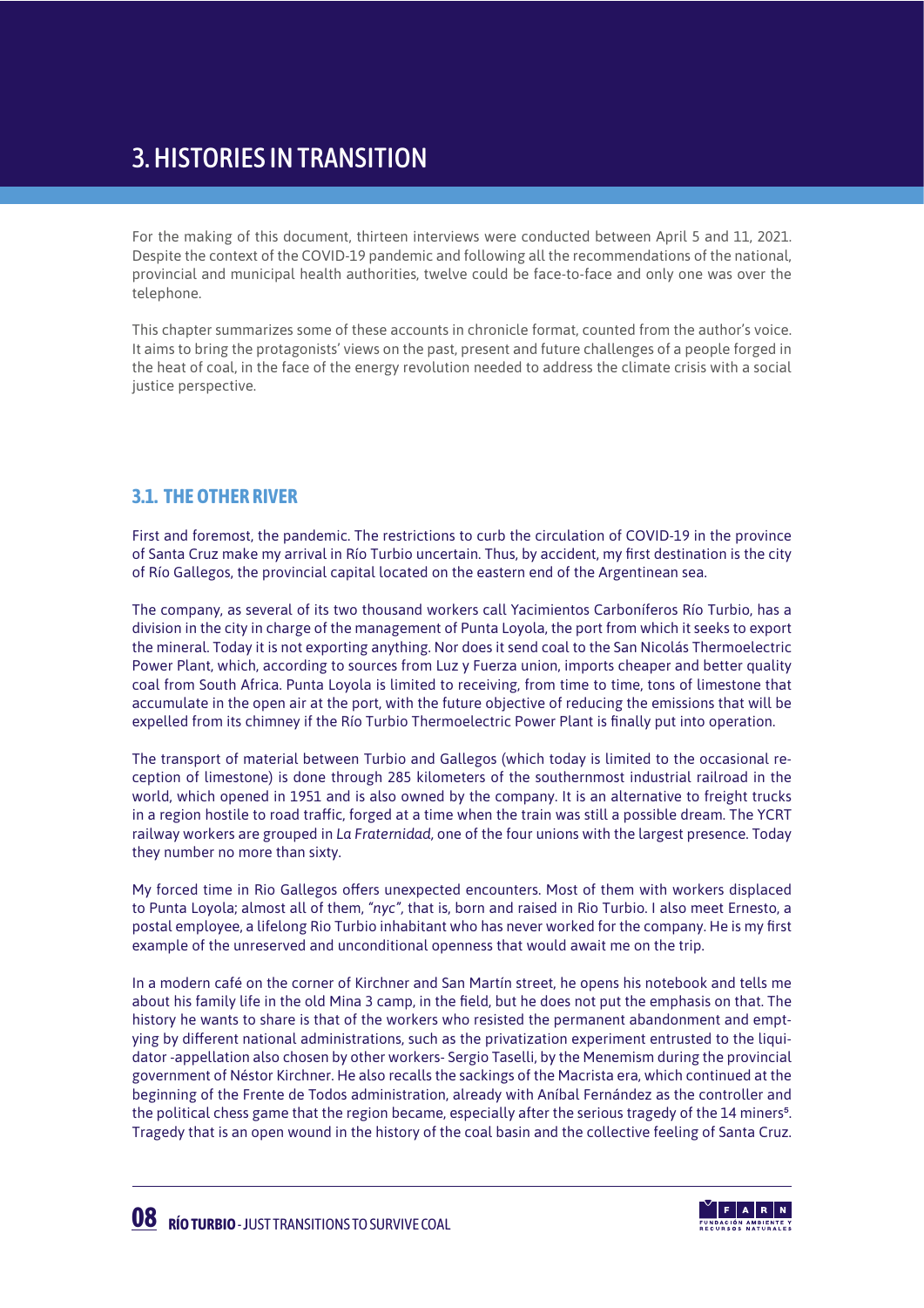# 3. HISTORIES IN TRANSITION

For the making of this document, thirteen interviews were conducted between April 5 and 11, 2021. Despite the context of the COVID-19 pandemic and following all the recommendations of the national, provincial and municipal health authorities, twelve could be face-to-face and only one was over the telephone.

This chapter summarizes some of these accounts in chronicle format, counted from the author's voice. It aims to bring the protagonists' views on the past, present and future challenges of a people forged in the heat of coal, in the face of the energy revolution needed to address the climate crisis with a social justice perspective.

## 3.1. THE OTHER RIVER

First and foremost, the pandemic. The restrictions to curb the circulation of COVID-19 in the province of Santa Cruz make my arrival in Río Turbio uncertain. Thus, by accident, my first destination is the city of Río Gallegos, the provincial capital located on the eastern end of the Argentinean sea.

The company, as several of its two thousand workers call Yacimientos Carboníferos Río Turbio, has a division in the city in charge of the management of Punta Loyola, the port from which it seeks to export the mineral. Today it is not exporting anything. Nor does it send coal to the San Nicolás Thermoelectric Power Plant, which, according to sources from Luz y Fuerza union, imports cheaper and better quality coal from South Africa. Punta Loyola is limited to receiving, from time to time, tons of limestone that accumulate in the open air at the port, with the future objective of reducing the emissions that will be expelled from its chimney if the Río Turbio Thermoelectric Power Plant is finally put into operation.

The transport of material between Turbio and Gallegos (which today is limited to the occasional reception of limestone) is done through 285 kilometers of the southernmost industrial railroad in the world, which opened in 1951 and is also owned by the company. It is an alternative to freight trucks in a region hostile to road traffic, forged at a time when the train was still a possible dream. The YCRT railway workers are grouped in *La Fraternidad*, one of the four unions with the largest presence. Today they number no more than sixty.

My forced time in Rio Gallegos offers unexpected encounters. Most of them with workers displaced to Punta Loyola; almost all of them, *"nyc"*, that is, born and raised in Rio Turbio. I also meet Ernesto, a postal employee, a lifelong Rio Turbio inhabitant who has never worked for the company. He is my first example of the unreserved and unconditional openness that would await me on the trip.

In a modern café on the corner of Kirchner and San Martín street, he opens his notebook and tells me about his family life in the old Mina 3 camp, in the field, but he does not put the emphasis on that. The history he wants to share is that of the workers who resisted the permanent abandonment and emptying by different national administrations, such as the privatization experiment entrusted to the liquidator -appellation also chosen by other workers- Sergio Taselli, by the Menemism during the provincial government of Néstor Kirchner. He also recalls the sackings of the Macrista era, which continued at the beginning of the Frente de Todos administration, already with Aníbal Fernández as the controller and the political chess game that the region became, especially after the serious tragedy of the 14 miners[5]. Tragedy that is an open wound in the history of the coal basin and the collective feeling of Santa Cruz.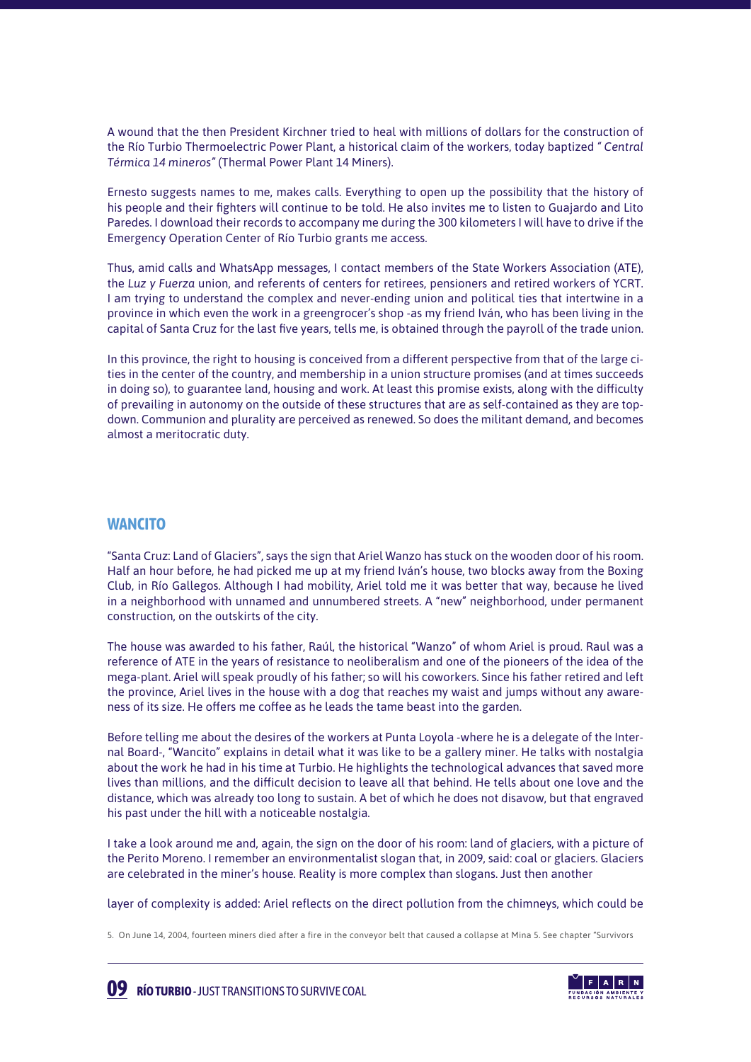A wound that the then President Kirchner tried to heal with millions of dollars for the construction of the Río Turbio Thermoelectric Power Plant, a historical claim of the workers, today baptized *" Central Térmica 14 mineros"* (Thermal Power Plant 14 Miners).

Ernesto suggests names to me, makes calls. Everything to open up the possibility that the history of his people and their fighters will continue to be told. He also invites me to listen to Guajardo and Lito Paredes. I download their records to accompany me during the 300 kilometers I will have to drive if the Emergency Operation Center of Río Turbio grants me access.

Thus, amid calls and WhatsApp messages, I contact members of the State Workers Association (ATE), the *Luz y Fuerza* union, and referents of centers for retirees, pensioners and retired workers of YCRT. I am trying to understand the complex and never-ending union and political ties that intertwine in a province in which even the work in a greengrocer's shop -as my friend Iván, who has been living in the capital of Santa Cruz for the last five years, tells me, is obtained through the payroll of the trade union.

In this province, the right to housing is conceived from a different perspective from that of the large cities in the center of the country, and membership in a union structure promises (and at times succeeds in doing so), to guarantee land, housing and work. At least this promise exists, along with the difficulty of prevailing in autonomy on the outside of these structures that are as self-contained as they are top-down. Communion and plurality are perceived as renewed. So does the militant demand, and becomes almost a meritocratic duty.

## WANCITO

"Santa Cruz: Land of Glaciers", says the sign that Ariel Wanzo has stuck on the wooden door of his room. Half an hour before, he had picked me up at my friend Iván's house, two blocks away from the Boxing Club, in Río Gallegos. Although I had mobility, Ariel told me it was better that way, because he lived in a neighborhood with unnamed and unnumbered streets. A "new" neighborhood, under permanent construction, on the outskirts of the city.

The house was awarded to his father, Raúl, the historical "Wanzo" of whom Ariel is proud. Raul was a reference of ATE in the years of resistance to neoliberalism and one of the pioneers of the idea of the mega-plant. Ariel will speak proudly of his father; so will his coworkers. Since his father retired and left the province, Ariel lives in the house with a dog that reaches my waist and jumps without any awareness of its size. He offers me coffee as he leads the tame beast into the garden.

Before telling me about the desires of the workers at Punta Loyola -where he is a delegate of the Internal Board-, "Wancito" explains in detail what it was like to be a gallery miner. He talks with nostalgia about the work he had in his time at Turbio. He highlights the technological advances that saved more lives than millions, and the difficult decision to leave all that behind. He tells about one love and the distance, which was already too long to sustain. A bet of which he does not disavow, but that engraved his past under the hill with a noticeable nostalgia.

I take a look around me and, again, the sign on the door of his room: land of glaciers, with a picture of the Perito Moreno. I remember an environmentalist slogan that, in 2009, said: coal or glaciers. Glaciers are celebrated in the miner's house. Reality is more complex than slogans. Just then another

layer of complexity is added: Ariel reflects on the direct pollution from the chimneys, which could be

5. On June 14, 2004, fourteen miners died after a fire in the conveyor belt that caused a collapse at Mina 5. See chapter "Survivors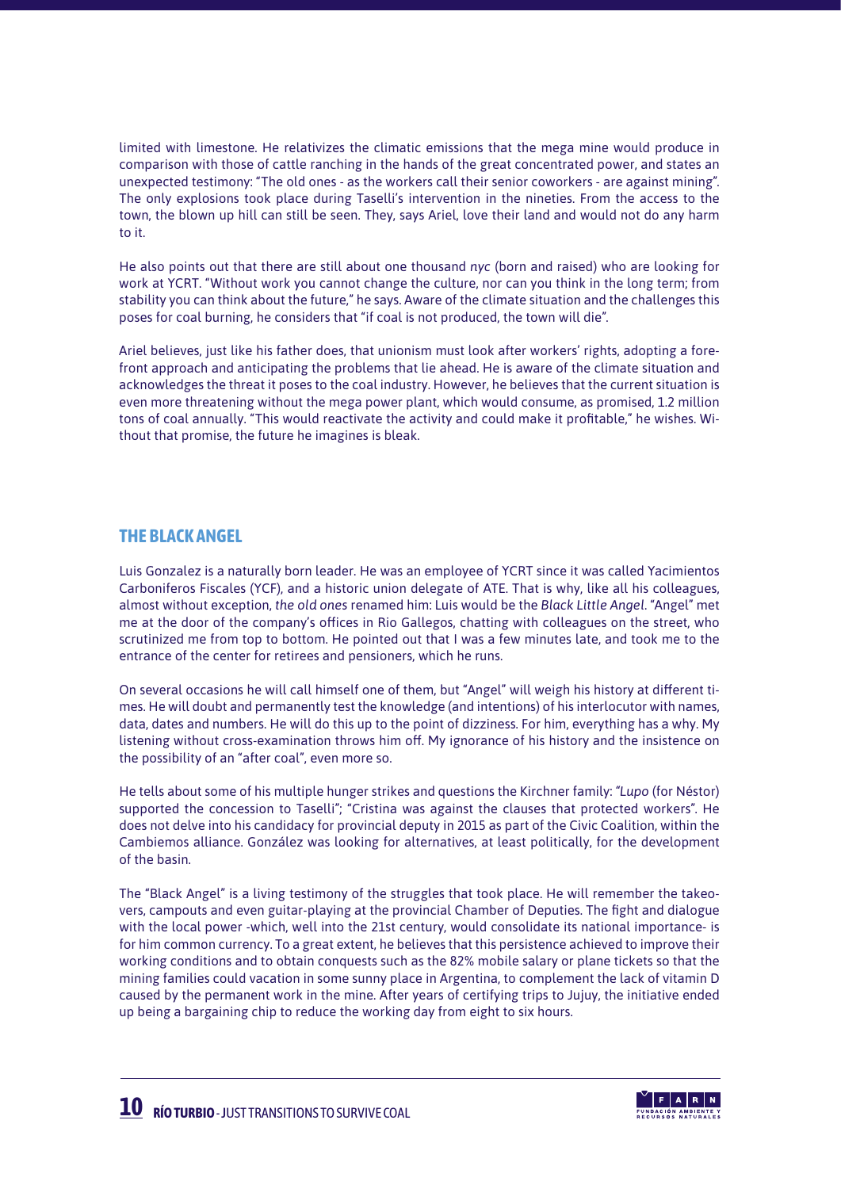limited with limestone. He relativizes the climatic emissions that the mega mine would produce in comparison with those of cattle ranching in the hands of the great concentrated power, and states an unexpected testimony: "The old ones - as the workers call their senior coworkers - are against mining". The only explosions took place during Taselli's intervention in the nineties. From the access to the town, the blown up hill can still be seen. They, says Ariel, love their land and would not do any harm to it.

He also points out that there are still about one thousand *nyc* (born and raised) who are looking for work at YCRT. "Without work you cannot change the culture, nor can you think in the long term; from stability you can think about the future," he says. Aware of the climate situation and the challenges this poses for coal burning, he considers that "if coal is not produced, the town will die".

Ariel believes, just like his father does, that unionism must look after workers' rights, adopting a forefront approach and anticipating the problems that lie ahead. He is aware of the climate situation and acknowledges the threat it poses to the coal industry. However, he believes that the current situation is even more threatening without the mega power plant, which would consume, as promised, 1.2 million tons of coal annually. "This would reactivate the activity and could make it profitable," he wishes. Without that promise, the future he imagines is bleak.

## THE BLACK ANGEL

Luis Gonzalez is a naturally born leader. He was an employee of YCRT since it was called Yacimientos Carboniferos Fiscales (YCF), and a historic union delegate of ATE. That is why, like all his colleagues, almost without exception, *the old ones* renamed him: Luis would be the *Black Little Angel*. "Angel" met me at the door of the company's offices in Rio Gallegos, chatting with colleagues on the street, who scrutinized me from top to bottom. He pointed out that I was a few minutes late, and took me to the entrance of the center for retirees and pensioners, which he runs.

On several occasions he will call himself one of them, but "Angel" will weigh his history at different times. He will doubt and permanently test the knowledge (and intentions) of his interlocutor with names, data, dates and numbers. He will do this up to the point of dizziness. For him, everything has a why. My listening without cross-examination throws him off. My ignorance of his history and the insistence on the possibility of an "after coal", even more so.

He tells about some of his multiple hunger strikes and questions the Kirchner family: "*Lupo* (for Néstor) supported the concession to Taselli"; "Cristina was against the clauses that protected workers". He does not delve into his candidacy for provincial deputy in 2015 as part of the Civic Coalition, within the Cambiemos alliance. González was looking for alternatives, at least politically, for the development of the basin.

The "Black Angel" is a living testimony of the struggles that took place. He will remember the takeovers, campouts and even guitar-playing at the provincial Chamber of Deputies. The fight and dialogue with the local power -which, well into the 21st century, would consolidate its national importance- is for him common currency. To a great extent, he believes that this persistence achieved to improve their working conditions and to obtain conquests such as the 82% mobile salary or plane tickets so that the mining families could vacation in some sunny place in Argentina, to complement the lack of vitamin D caused by the permanent work in the mine. After years of certifying trips to Jujuy, the initiative ended up being a bargaining chip to reduce the working day from eight to six hours.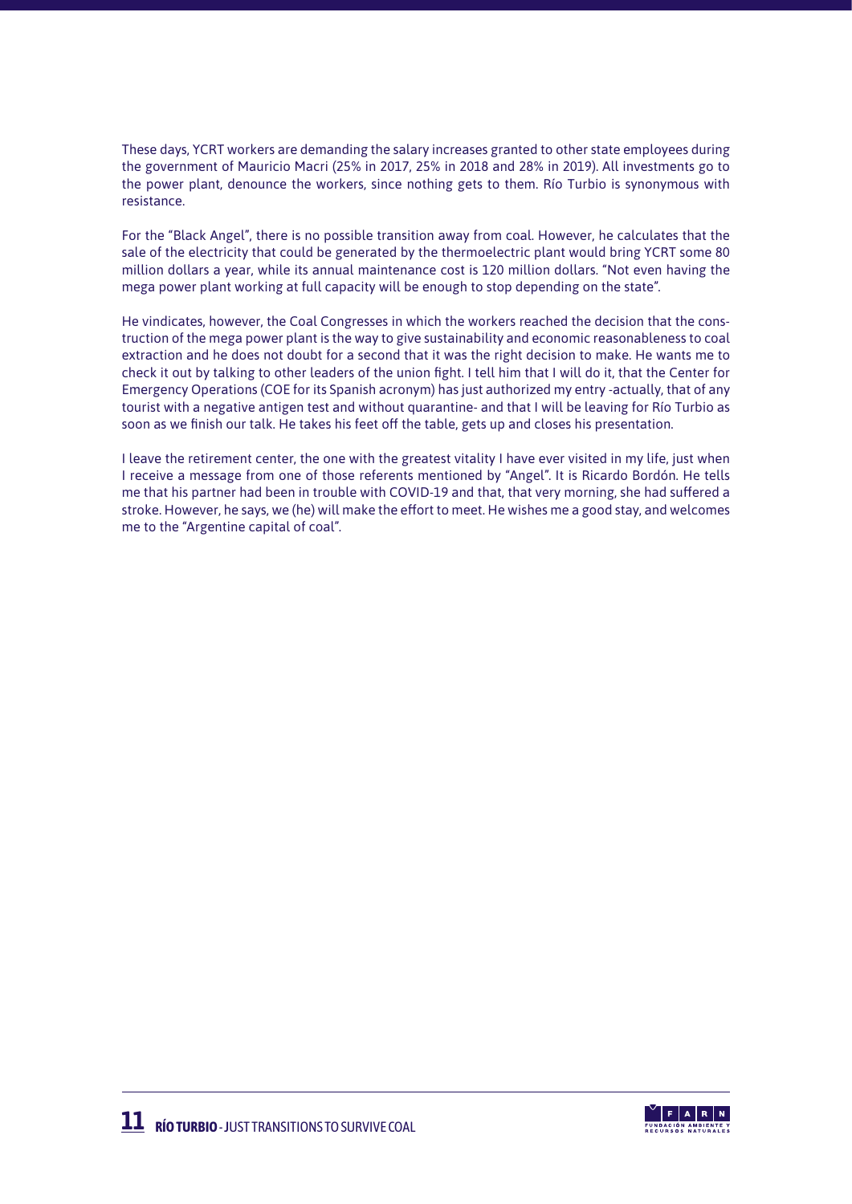These days, YCRT workers are demanding the salary increases granted to other state employees during the government of Mauricio Macri (25% in 2017, 25% in 2018 and 28% in 2019). All investments go to the power plant, denounce the workers, since nothing gets to them. Río Turbio is synonymous with resistance.

For the "Black Angel", there is no possible transition away from coal. However, he calculates that the sale of the electricity that could be generated by the thermoelectric plant would bring YCRT some 80 million dollars a year, while its annual maintenance cost is 120 million dollars. "Not even having the mega power plant working at full capacity will be enough to stop depending on the state".

He vindicates, however, the Coal Congresses in which the workers reached the decision that the construction of the mega power plant is the way to give sustainability and economic reasonableness to coal extraction and he does not doubt for a second that it was the right decision to make. He wants me to check it out by talking to other leaders of the union fight. I tell him that I will do it, that the Center for Emergency Operations (COE for its Spanish acronym) has just authorized my entry -actually, that of any tourist with a negative antigen test and without quarantine- and that I will be leaving for Río Turbio as soon as we finish our talk. He takes his feet off the table, gets up and closes his presentation.

I leave the retirement center, the one with the greatest vitality I have ever visited in my life, just when I receive a message from one of those referents mentioned by "Angel". It is Ricardo Bordón. He tells me that his partner had been in trouble with COVID-19 and that, that very morning, she had suffered a stroke. However, he says, we (he) will make the effort to meet. He wishes me a good stay, and welcomes me to the "Argentine capital of coal".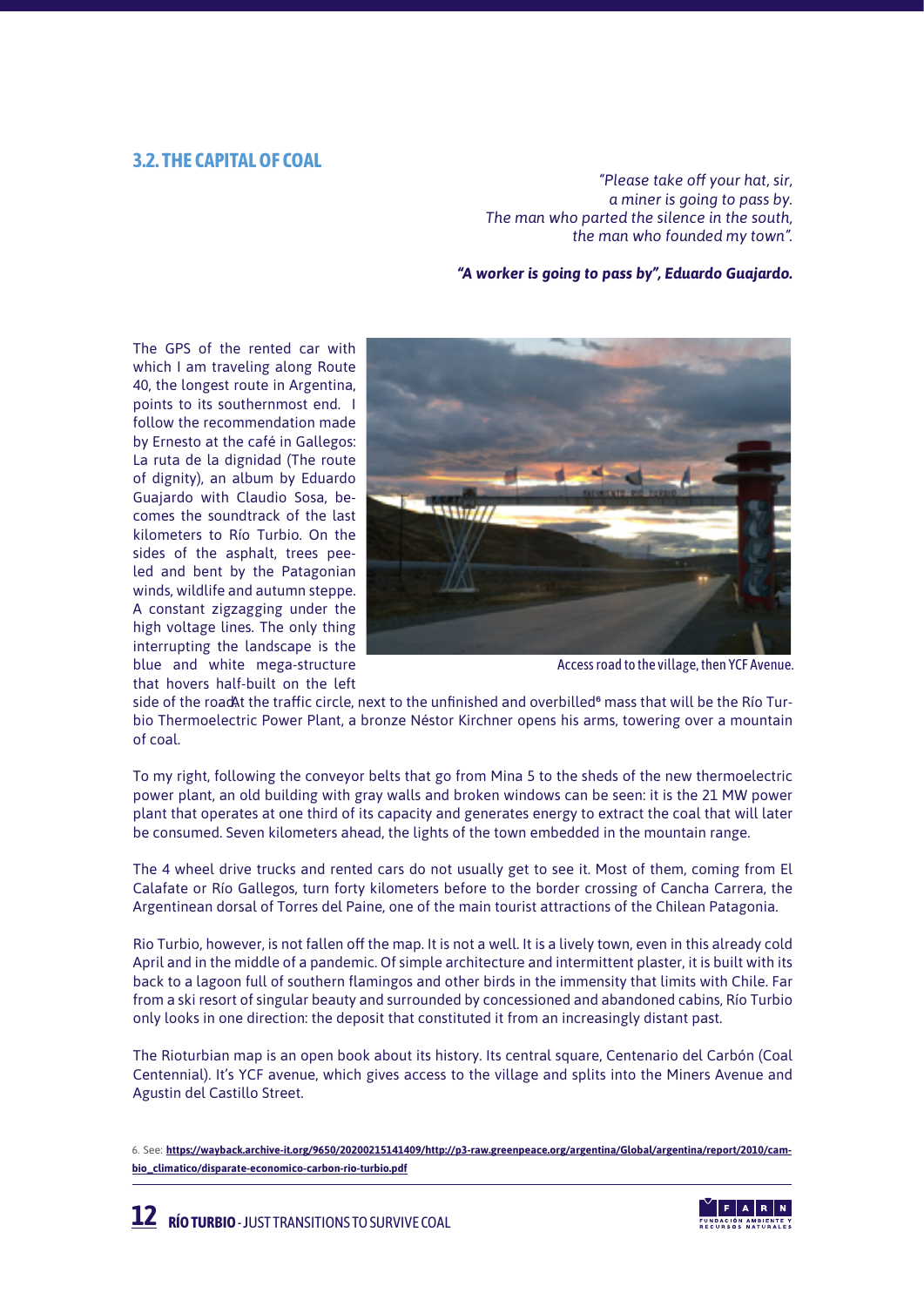## 3.2. THE CAPITAL OF COAL

*"Please take off your hat, sir,*
*a miner is going to pass by.*
*The man who parted the silence in the south,*
*the man who founded my town".*

***"A worker is going to pass by", Eduardo Guajardo.***

The GPS of the rented car with which I am traveling along Route 40, the longest route in Argentina, points to its southernmost end. I follow the recommendation made by Ernesto at the café in Gallegos: La ruta de la dignidad (The route of dignity), an album by Eduardo Guajardo with Claudio Sosa, becomes the soundtrack of the last kilometers to Río Turbio. On the sides of the asphalt, trees peeled and bent by the Patagonian winds, wildlife and autumn steppe. A constant zigzagging under the high voltage lines. The only thing interrupting the landscape is the blue and white mega-structure that hovers half-built on the left side of the roadAt the traffic circle, next to the unfinished and overbilled[6] mass that will be the Río Turbio Thermoelectric Power Plant, a bronze Néstor Kirchner opens his arms, towering over a mountain of coal.

Access road to the village, then YCF Avenue.

To my right, following the conveyor belts that go from Mina 5 to the sheds of the new thermoelectric power plant, an old building with gray walls and broken windows can be seen: it is the 21 MW power plant that operates at one third of its capacity and generates energy to extract the coal that will later be consumed. Seven kilometers ahead, the lights of the town embedded in the mountain range.

The 4 wheel drive trucks and rented cars do not usually get to see it. Most of them, coming from El Calafate or Río Gallegos, turn forty kilometers before to the border crossing of Cancha Carrera, the Argentinean dorsal of Torres del Paine, one of the main tourist attractions of the Chilean Patagonia.

Rio Turbio, however, is not fallen off the map. It is not a well. It is a lively town, even in this already cold April and in the middle of a pandemic. Of simple architecture and intermittent plaster, it is built with its back to a lagoon full of southern flamingos and other birds in the immensity that limits with Chile. Far from a ski resort of singular beauty and surrounded by concessioned and abandoned cabins, Río Turbio only looks in one direction: the deposit that constituted it from an increasingly distant past.

The Rioturbian map is an open book about its history. Its central square, Centenario del Carbón (Coal Centennial). It's YCF avenue, which gives access to the village and splits into the Miners Avenue and Agustin del Castillo Street.

6. See: **https://wayback.archive-it.org/9650/20200215141409/http://p3-raw.greenpeace.org/argentina/Global/argentina/report/2010/cambio_climatico/disparate-economico-carbon-rio-turbio.pdf**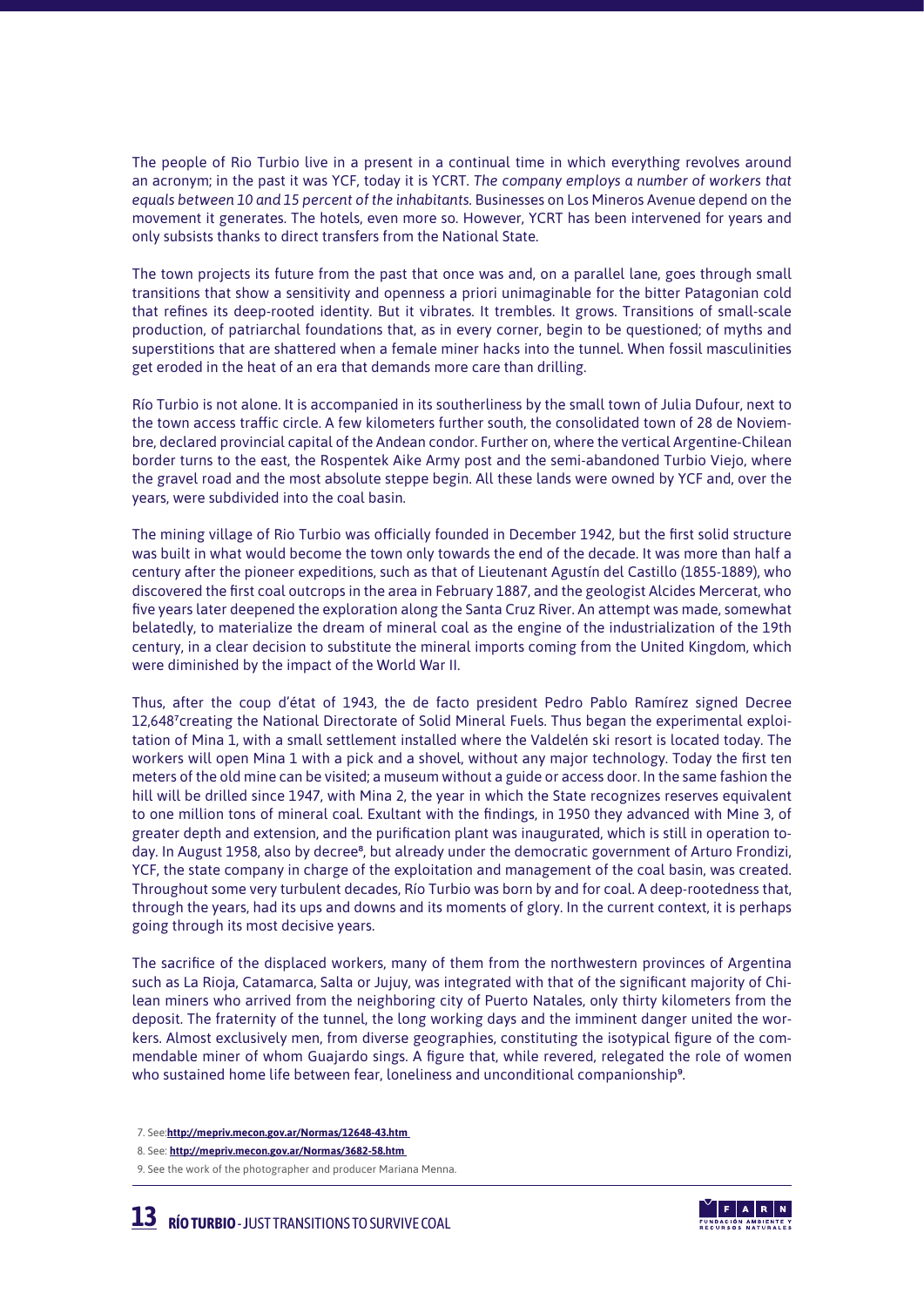The people of Rio Turbio live in a present in a continual time in which everything revolves around an acronym; in the past it was YCF, today it is YCRT. *The company employs a number of workers that equals between 10 and 15 percent of the inhabitants.* Businesses on Los Mineros Avenue depend on the movement it generates. The hotels, even more so. However, YCRT has been intervened for years and only subsists thanks to direct transfers from the National State.

The town projects its future from the past that once was and, on a parallel lane, goes through small transitions that show a sensitivity and openness a priori unimaginable for the bitter Patagonian cold that refines its deep-rooted identity. But it vibrates. It trembles. It grows. Transitions of small-scale production, of patriarchal foundations that, as in every corner, begin to be questioned; of myths and superstitions that are shattered when a female miner hacks into the tunnel. When fossil masculinities get eroded in the heat of an era that demands more care than drilling.

Río Turbio is not alone. It is accompanied in its southerliness by the small town of Julia Dufour, next to the town access traffic circle. A few kilometers further south, the consolidated town of 28 de Noviembre, declared provincial capital of the Andean condor. Further on, where the vertical Argentine-Chilean border turns to the east, the Rospentek Aike Army post and the semi-abandoned Turbio Viejo, where the gravel road and the most absolute steppe begin. All these lands were owned by YCF and, over the years, were subdivided into the coal basin.

The mining village of Rio Turbio was officially founded in December 1942, but the first solid structure was built in what would become the town only towards the end of the decade. It was more than half a century after the pioneer expeditions, such as that of Lieutenant Agustín del Castillo (1855-1889), who discovered the first coal outcrops in the area in February 1887, and the geologist Alcides Mercerat, who five years later deepened the exploration along the Santa Cruz River. An attempt was made, somewhat belatedly, to materialize the dream of mineral coal as the engine of the industrialization of the 19th century, in a clear decision to substitute the mineral imports coming from the United Kingdom, which were diminished by the impact of the World War II.

Thus, after the coup d'état of 1943, the de facto president Pedro Pablo Ramírez signed Decree 12,648[7]creating the National Directorate of Solid Mineral Fuels. Thus began the experimental exploitation of Mina 1, with a small settlement installed where the Valdelén ski resort is located today. The workers will open Mina 1 with a pick and a shovel, without any major technology. Today the first ten meters of the old mine can be visited; a museum without a guide or access door. In the same fashion the hill will be drilled since 1947, with Mina 2, the year in which the State recognizes reserves equivalent to one million tons of mineral coal. Exultant with the findings, in 1950 they advanced with Mine 3, of greater depth and extension, and the purification plant was inaugurated, which is still in operation today. In August 1958, also by decree[8], but already under the democratic government of Arturo Frondizi, YCF, the state company in charge of the exploitation and management of the coal basin, was created. Throughout some very turbulent decades, Río Turbio was born by and for coal. A deep-rootedness that, through the years, had its ups and downs and its moments of glory. In the current context, it is perhaps going through its most decisive years.

The sacrifice of the displaced workers, many of them from the northwestern provinces of Argentina such as La Rioja, Catamarca, Salta or Jujuy, was integrated with that of the significant majority of Chilean miners who arrived from the neighboring city of Puerto Natales, only thirty kilometers from the deposit. The fraternity of the tunnel, the long working days and the imminent danger united the workers. Almost exclusively men, from diverse geographies, constituting the isotypical figure of the commendable miner of whom Guajardo sings. A figure that, while revered, relegated the role of women who sustained home life between fear, loneliness and unconditional companionship[9].

7. See:**http://mepriv.mecon.gov.ar/Normas/12648-43.htm**

8. See: **http://mepriv.mecon.gov.ar/Normas/3682-58.htm**

9. See the work of the photographer and producer Mariana Menna.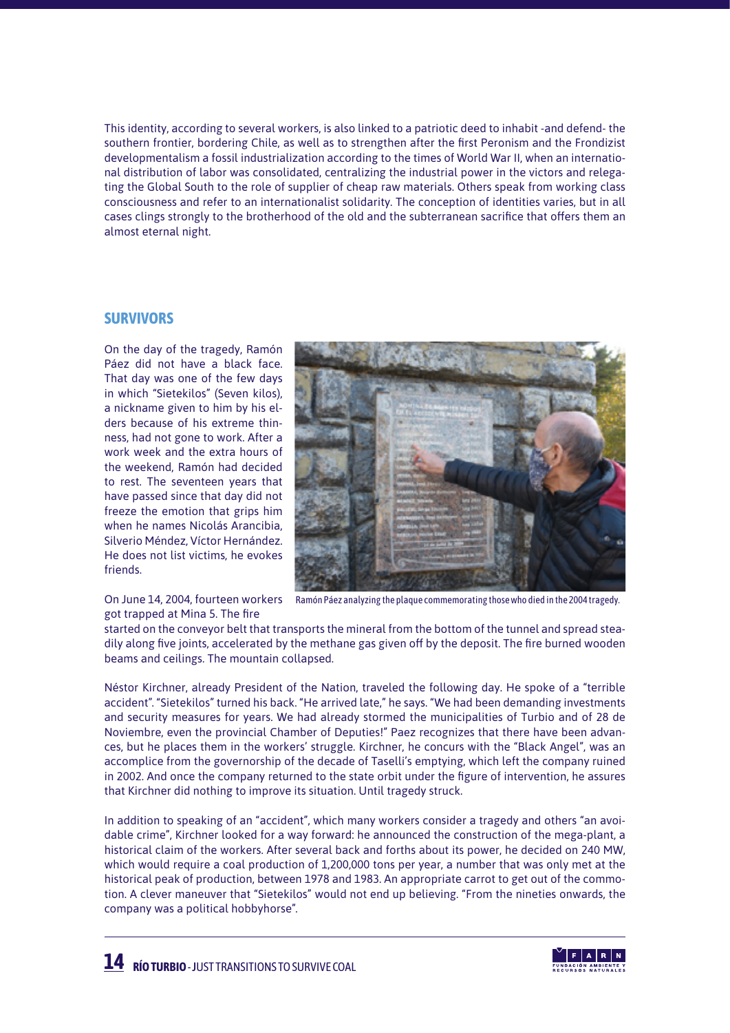This identity, according to several workers, is also linked to a patriotic deed to inhabit -and defend- the southern frontier, bordering Chile, as well as to strengthen after the first Peronism and the Frondizist developmentalism a fossil industrialization according to the times of World War II, when an international distribution of labor was consolidated, centralizing the industrial power in the victors and relegating the Global South to the role of supplier of cheap raw materials. Others speak from working class consciousness and refer to an internationalist solidarity. The conception of identities varies, but in all cases clings strongly to the brotherhood of the old and the subterranean sacrifice that offers them an almost eternal night.

## SURVIVORS

On the day of the tragedy, Ramón Páez did not have a black face. That day was one of the few days in which "Sietekilos" (Seven kilos), a nickname given to him by his elders because of his extreme thinness, had not gone to work. After a work week and the extra hours of the weekend, Ramón had decided to rest. The seventeen years that have passed since that day did not freeze the emotion that grips him when he names Nicolás Arancibia, Silverio Méndez, Víctor Hernández. He does not list victims, he evokes friends.

Ramón Páez analyzing the plaque commemorating those who died in the 2004 tragedy.

On June 14, 2004, fourteen workers got trapped at Mina 5. The fire started on the conveyor belt that transports the mineral from the bottom of the tunnel and spread steadily along five joints, accelerated by the methane gas given off by the deposit. The fire burned wooden beams and ceilings. The mountain collapsed.

Néstor Kirchner, already President of the Nation, traveled the following day. He spoke of a "terrible accident". "Sietekilos" turned his back. "He arrived late," he says. "We had been demanding investments and security measures for years. We had already stormed the municipalities of Turbio and of 28 de Noviembre, even the provincial Chamber of Deputies!" Paez recognizes that there have been advances, but he places them in the workers' struggle. Kirchner, he concurs with the "Black Angel", was an accomplice from the governorship of the decade of Taselli's emptying, which left the company ruined in 2002. And once the company returned to the state orbit under the figure of intervention, he assures that Kirchner did nothing to improve its situation. Until tragedy struck.

In addition to speaking of an "accident", which many workers consider a tragedy and others "an avoidable crime", Kirchner looked for a way forward: he announced the construction of the mega-plant, a historical claim of the workers. After several back and forths about its power, he decided on 240 MW, which would require a coal production of 1,200,000 tons per year, a number that was only met at the historical peak of production, between 1978 and 1983. An appropriate carrot to get out of the commotion. A clever maneuver that "Sietekilos" would not end up believing. "From the nineties onwards, the company was a political hobbyhorse".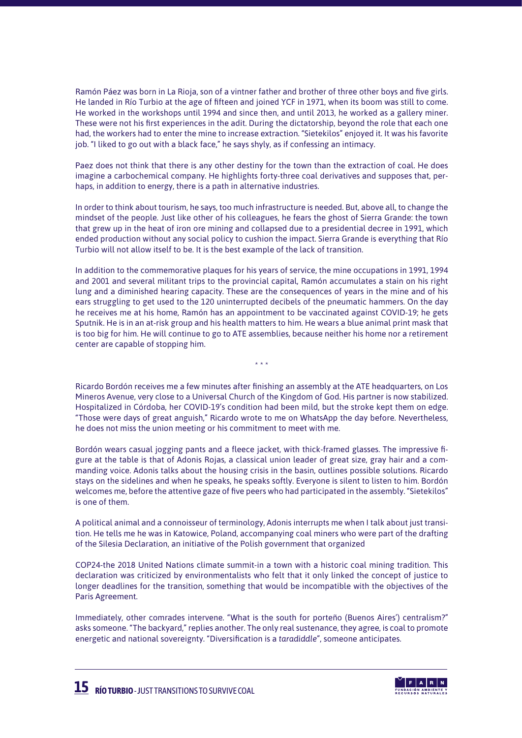Ramón Páez was born in La Rioja, son of a vintner father and brother of three other boys and five girls. He landed in Río Turbio at the age of fifteen and joined YCF in 1971, when its boom was still to come. He worked in the workshops until 1994 and since then, and until 2013, he worked as a gallery miner. These were not his first experiences in the adit. During the dictatorship, beyond the role that each one had, the workers had to enter the mine to increase extraction. "Sietekilos" enjoyed it. It was his favorite job. "I liked to go out with a black face," he says shyly, as if confessing an intimacy.

Paez does not think that there is any other destiny for the town than the extraction of coal. He does imagine a carbochemical company. He highlights forty-three coal derivatives and supposes that, perhaps, in addition to energy, there is a path in alternative industries.

In order to think about tourism, he says, too much infrastructure is needed. But, above all, to change the mindset of the people. Just like other of his colleagues, he fears the ghost of Sierra Grande: the town that grew up in the heat of iron ore mining and collapsed due to a presidential decree in 1991, which ended production without any social policy to cushion the impact. Sierra Grande is everything that Río Turbio will not allow itself to be. It is the best example of the lack of transition.

In addition to the commemorative plaques for his years of service, the mine occupations in 1991, 1994 and 2001 and several militant trips to the provincial capital, Ramón accumulates a stain on his right lung and a diminished hearing capacity. These are the consequences of years in the mine and of his ears struggling to get used to the 120 uninterrupted decibels of the pneumatic hammers. On the day he receives me at his home, Ramón has an appointment to be vaccinated against COVID-19; he gets Sputnik. He is in an at-risk group and his health matters to him. He wears a blue animal print mask that is too big for him. He will continue to go to ATE assemblies, because neither his home nor a retirement center are capable of stopping him.

\* \* \*

Ricardo Bordón receives me a few minutes after finishing an assembly at the ATE headquarters, on Los Mineros Avenue, very close to a Universal Church of the Kingdom of God. His partner is now stabilized. Hospitalized in Córdoba, her COVID-19's condition had been mild, but the stroke kept them on edge. "Those were days of great anguish," Ricardo wrote to me on WhatsApp the day before. Nevertheless, he does not miss the union meeting or his commitment to meet with me.

Bordón wears casual jogging pants and a fleece jacket, with thick-framed glasses. The impressive figure at the table is that of Adonis Rojas, a classical union leader of great size, gray hair and a commanding voice. Adonis talks about the housing crisis in the basin, outlines possible solutions. Ricardo stays on the sidelines and when he speaks, he speaks softly. Everyone is silent to listen to him. Bordón welcomes me, before the attentive gaze of five peers who had participated in the assembly. "Sietekilos" is one of them.

A political animal and a connoisseur of terminology, Adonis interrupts me when I talk about just transition. He tells me he was in Katowice, Poland, accompanying coal miners who were part of the drafting of the Silesia Declaration, an initiative of the Polish government that organized COP24-the 2018 United Nations climate summit-in a town with a historic coal mining tradition. This declaration was criticized by environmentalists who felt that it only linked the concept of justice to longer deadlines for the transition, something that would be incompatible with the objectives of the Paris Agreement.

Immediately, other comrades intervene. "What is the south for porteño (Buenos Aires') centralism?" asks someone. "The backyard," replies another. The only real sustenance, they agree, is coal to promote energetic and national sovereignty. "Diversification is a *taradiddle*", someone anticipates.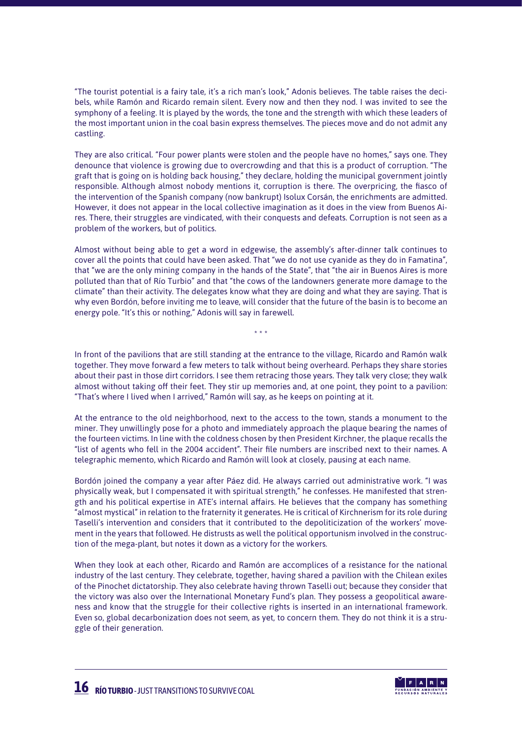"The tourist potential is a fairy tale, it's a rich man's look," Adonis believes. The table raises the decibels, while Ramón and Ricardo remain silent. Every now and then they nod. I was invited to see the symphony of a feeling. It is played by the words, the tone and the strength with which these leaders of the most important union in the coal basin express themselves. The pieces move and do not admit any castling.

They are also critical. "Four power plants were stolen and the people have no homes," says one. They denounce that violence is growing due to overcrowding and that this is a product of corruption. "The graft that is going on is holding back housing," they declare, holding the municipal government jointly responsible. Although almost nobody mentions it, corruption is there. The overpricing, the fiasco of the intervention of the Spanish company (now bankrupt) Isolux Corsán, the enrichments are admitted. However, it does not appear in the local collective imagination as it does in the view from Buenos Aires. There, their struggles are vindicated, with their conquests and defeats. Corruption is not seen as a problem of the workers, but of politics.

Almost without being able to get a word in edgewise, the assembly's after-dinner talk continues to cover all the points that could have been asked. That "we do not use cyanide as they do in Famatina", that "we are the only mining company in the hands of the State", that "the air in Buenos Aires is more polluted than that of Río Turbio" and that "the cows of the landowners generate more damage to the climate" than their activity. The delegates know what they are doing and what they are saying. That is why even Bordón, before inviting me to leave, will consider that the future of the basin is to become an energy pole. "It's this or nothing," Adonis will say in farewell.

\* \* \*

In front of the pavilions that are still standing at the entrance to the village, Ricardo and Ramón walk together. They move forward a few meters to talk without being overheard. Perhaps they share stories about their past in those dirt corridors. I see them retracing those years. They talk very close; they walk almost without taking off their feet. They stir up memories and, at one point, they point to a pavilion: "That's where I lived when I arrived," Ramón will say, as he keeps on pointing at it.

At the entrance to the old neighborhood, next to the access to the town, stands a monument to the miner. They unwillingly pose for a photo and immediately approach the plaque bearing the names of the fourteen victims. In line with the coldness chosen by then President Kirchner, the plaque recalls the "list of agents who fell in the 2004 accident". Their file numbers are inscribed next to their names. A telegraphic memento, which Ricardo and Ramón will look at closely, pausing at each name.

Bordón joined the company a year after Páez did. He always carried out administrative work. "I was physically weak, but I compensated it with spiritual strength," he confesses. He manifested that strength and his political expertise in ATE's internal affairs. He believes that the company has something "almost mystical" in relation to the fraternity it generates. He is critical of Kirchnerism for its role during Taselli's intervention and considers that it contributed to the depoliticization of the workers' movement in the years that followed. He distrusts as well the political opportunism involved in the construction of the mega-plant, but notes it down as a victory for the workers.

When they look at each other, Ricardo and Ramón are accomplices of a resistance for the national industry of the last century. They celebrate, together, having shared a pavilion with the Chilean exiles of the Pinochet dictatorship. They also celebrate having thrown Taselli out; because they consider that the victory was also over the International Monetary Fund's plan. They possess a geopolitical awareness and know that the struggle for their collective rights is inserted in an international framework. Even so, global decarbonization does not seem, as yet, to concern them. They do not think it is a struggle of their generation.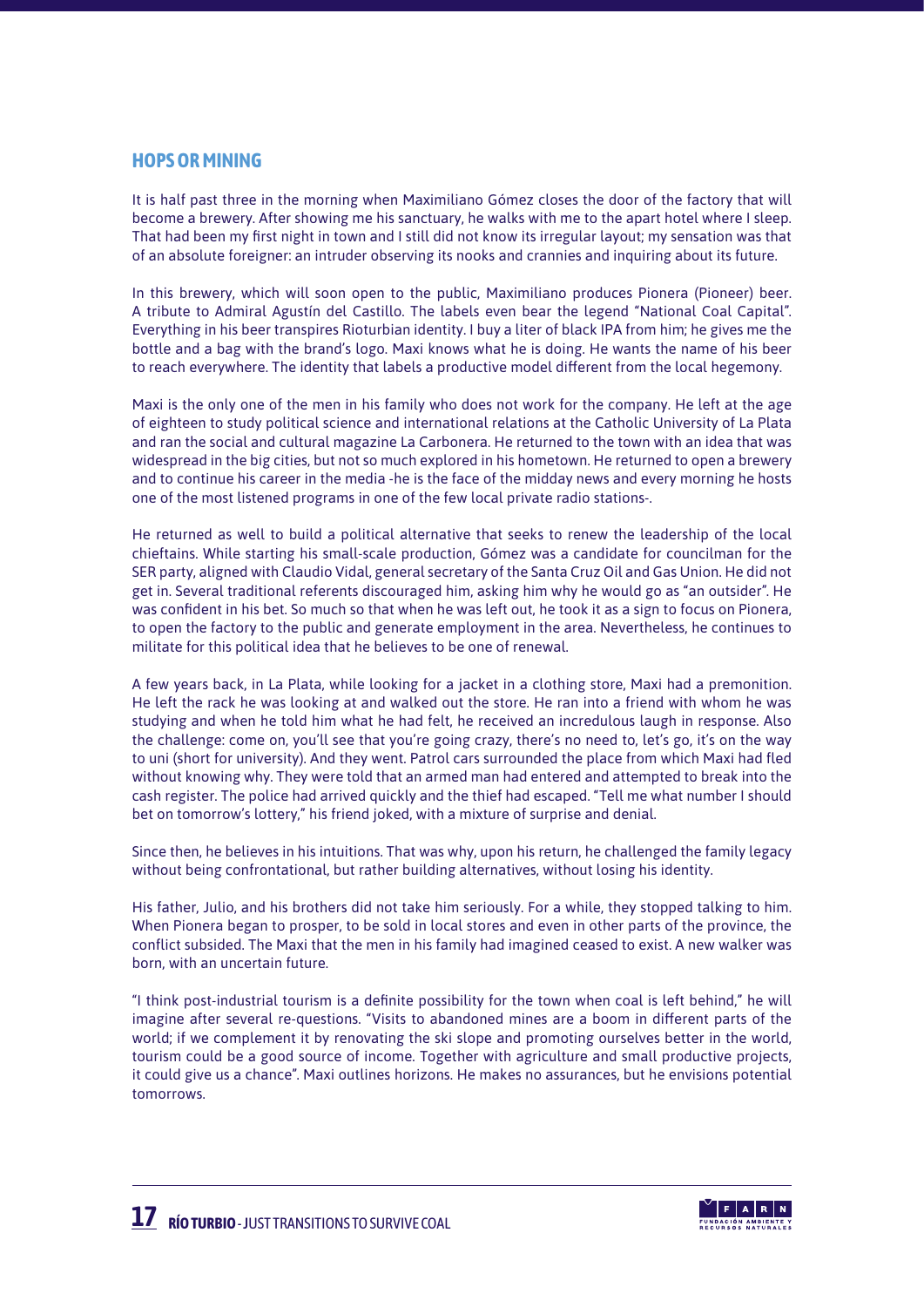## HOPS OR MINING

It is half past three in the morning when Maximiliano Gómez closes the door of the factory that will become a brewery. After showing me his sanctuary, he walks with me to the apart hotel where I sleep. That had been my first night in town and I still did not know its irregular layout; my sensation was that of an absolute foreigner: an intruder observing its nooks and crannies and inquiring about its future.

In this brewery, which will soon open to the public, Maximiliano produces Pionera (Pioneer) beer. A tribute to Admiral Agustín del Castillo. The labels even bear the legend "National Coal Capital". Everything in his beer transpires Rioturbian identity. I buy a liter of black IPA from him; he gives me the bottle and a bag with the brand's logo. Maxi knows what he is doing. He wants the name of his beer to reach everywhere. The identity that labels a productive model different from the local hegemony.

Maxi is the only one of the men in his family who does not work for the company. He left at the age of eighteen to study political science and international relations at the Catholic University of La Plata and ran the social and cultural magazine La Carbonera. He returned to the town with an idea that was widespread in the big cities, but not so much explored in his hometown. He returned to open a brewery and to continue his career in the media -he is the face of the midday news and every morning he hosts one of the most listened programs in one of the few local private radio stations-.

He returned as well to build a political alternative that seeks to renew the leadership of the local chieftains. While starting his small-scale production, Gómez was a candidate for councilman for the SER party, aligned with Claudio Vidal, general secretary of the Santa Cruz Oil and Gas Union. He did not get in. Several traditional referents discouraged him, asking him why he would go as "an outsider". He was confident in his bet. So much so that when he was left out, he took it as a sign to focus on Pionera, to open the factory to the public and generate employment in the area. Nevertheless, he continues to militate for this political idea that he believes to be one of renewal.

A few years back, in La Plata, while looking for a jacket in a clothing store, Maxi had a premonition. He left the rack he was looking at and walked out the store. He ran into a friend with whom he was studying and when he told him what he had felt, he received an incredulous laugh in response. Also the challenge: come on, you'll see that you're going crazy, there's no need to, let's go, it's on the way to uni (short for university). And they went. Patrol cars surrounded the place from which Maxi had fled without knowing why. They were told that an armed man had entered and attempted to break into the cash register. The police had arrived quickly and the thief had escaped. "Tell me what number I should bet on tomorrow's lottery," his friend joked, with a mixture of surprise and denial.

Since then, he believes in his intuitions. That was why, upon his return, he challenged the family legacy without being confrontational, but rather building alternatives, without losing his identity.

His father, Julio, and his brothers did not take him seriously. For a while, they stopped talking to him. When Pionera began to prosper, to be sold in local stores and even in other parts of the province, the conflict subsided. The Maxi that the men in his family had imagined ceased to exist. A new walker was born, with an uncertain future.

"I think post-industrial tourism is a definite possibility for the town when coal is left behind," he will imagine after several re-questions. "Visits to abandoned mines are a boom in different parts of the world; if we complement it by renovating the ski slope and promoting ourselves better in the world, tourism could be a good source of income. Together with agriculture and small productive projects, it could give us a chance". Maxi outlines horizons. He makes no assurances, but he envisions potential tomorrows.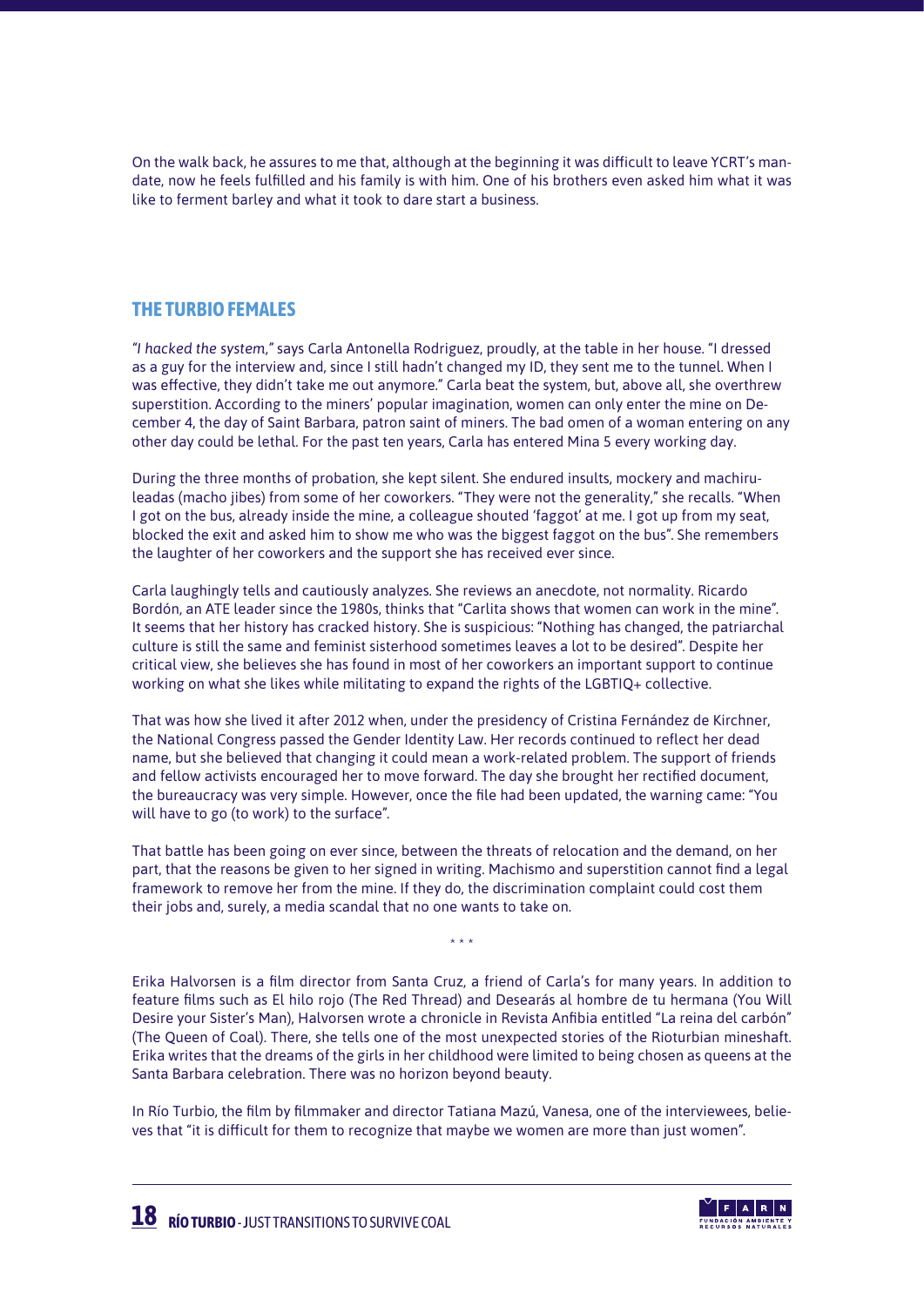On the walk back, he assures to me that, although at the beginning it was difficult to leave YCRT's mandate, now he feels fulfilled and his family is with him. One of his brothers even asked him what it was like to ferment barley and what it took to dare start a business.

## THE TURBIO FEMALES

*"I hacked the system,"* says Carla Antonella Rodriguez, proudly, at the table in her house. "I dressed as a guy for the interview and, since I still hadn't changed my ID, they sent me to the tunnel. When I was effective, they didn't take me out anymore." Carla beat the system, but, above all, she overthrew superstition. According to the miners' popular imagination, women can only enter the mine on December 4, the day of Saint Barbara, patron saint of miners. The bad omen of a woman entering on any other day could be lethal. For the past ten years, Carla has entered Mina 5 every working day.

During the three months of probation, she kept silent. She endured insults, mockery and machiruleadas (macho jibes) from some of her coworkers. "They were not the generality," she recalls. "When I got on the bus, already inside the mine, a colleague shouted 'faggot' at me. I got up from my seat, blocked the exit and asked him to show me who was the biggest faggot on the bus". She remembers the laughter of her coworkers and the support she has received ever since.

Carla laughingly tells and cautiously analyzes. She reviews an anecdote, not normality. Ricardo Bordón, an ATE leader since the 1980s, thinks that "Carlita shows that women can work in the mine". It seems that her history has cracked history. She is suspicious: "Nothing has changed, the patriarchal culture is still the same and feminist sisterhood sometimes leaves a lot to be desired". Despite her critical view, she believes she has found in most of her coworkers an important support to continue working on what she likes while militating to expand the rights of the LGBTIQ+ collective.

That was how she lived it after 2012 when, under the presidency of Cristina Fernández de Kirchner, the National Congress passed the Gender Identity Law. Her records continued to reflect her dead name, but she believed that changing it could mean a work-related problem. The support of friends and fellow activists encouraged her to move forward. The day she brought her rectified document, the bureaucracy was very simple. However, once the file had been updated, the warning came: "You will have to go (to work) to the surface".

That battle has been going on ever since, between the threats of relocation and the demand, on her part, that the reasons be given to her signed in writing. Machismo and superstition cannot find a legal framework to remove her from the mine. If they do, the discrimination complaint could cost them their jobs and, surely, a media scandal that no one wants to take on.

\* \* \*

Erika Halvorsen is a film director from Santa Cruz, a friend of Carla's for many years. In addition to feature films such as El hilo rojo (The Red Thread) and Desearás al hombre de tu hermana (You Will Desire your Sister's Man), Halvorsen wrote a chronicle in Revista Anfibia entitled "La reina del carbón" (The Queen of Coal). There, she tells one of the most unexpected stories of the Rioturbian mineshaft. Erika writes that the dreams of the girls in her childhood were limited to being chosen as queens at the Santa Barbara celebration. There was no horizon beyond beauty.

In Río Turbio, the film by filmmaker and director Tatiana Mazú, Vanesa, one of the interviewees, believes that "it is difficult for them to recognize that maybe we women are more than just women".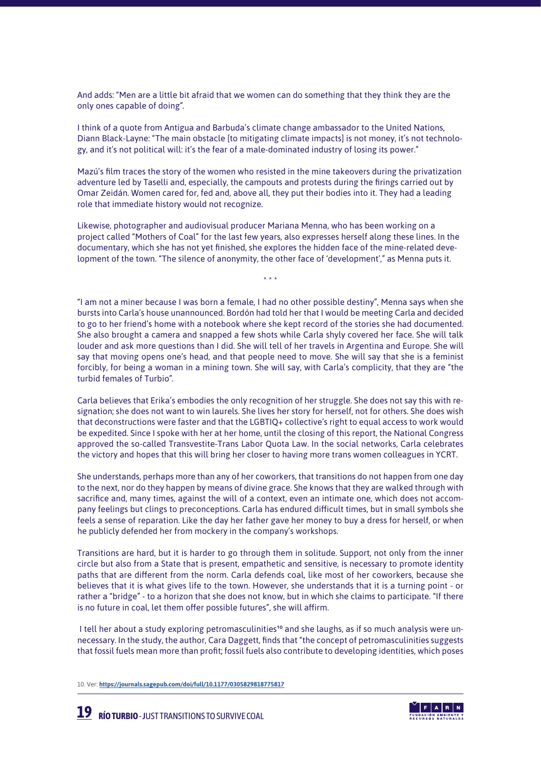And adds: "Men are a little bit afraid that we women can do something that they think they are the only ones capable of doing".

I think of a quote from Antigua and Barbuda's climate change ambassador to the United Nations, Diann Black-Layne: "The main obstacle [to mitigating climate impacts] is not money, it's not technology, and it's not political will: it's the fear of a male-dominated industry of losing its power."

Mazú's film traces the story of the women who resisted in the mine takeovers during the privatization adventure led by Taselli and, especially, the campouts and protests during the firings carried out by Omar Zeidán. Women cared for, fed and, above all, they put their bodies into it. They had a leading role that immediate history would not recognize.

Likewise, photographer and audiovisual producer Mariana Menna, who has been working on a project called "Mothers of Coal" for the last few years, also expresses herself along these lines. In the documentary, which she has not yet finished, she explores the hidden face of the mine-related development of the town. "The silence of anonymity, the other face of 'development'," as Menna puts it.

\* \* \*

"I am not a miner because I was born a female, I had no other possible destiny", Menna says when she bursts into Carla's house unannounced. Bordón had told her that I would be meeting Carla and decided to go to her friend's home with a notebook where she kept record of the stories she had documented. She also brought a camera and snapped a few shots while Carla shyly covered her face. She will talk louder and ask more questions than I did. She will tell of her travels in Argentina and Europe. She will say that moving opens one's head, and that people need to move. She will say that she is a feminist forcibly, for being a woman in a mining town. She will say, with Carla's complicity, that they are "the turbid females of Turbio".

Carla believes that Erika's embodies the only recognition of her struggle. She does not say this with resignation; she does not want to win laurels. She lives her story for herself, not for others. She does wish that deconstructions were faster and that the LGBTIQ+ collective's right to equal access to work would be expedited. Since I spoke with her at her home, until the closing of this report, the National Congress approved the so-called Transvestite-Trans Labor Quota Law. In the social networks, Carla celebrates the victory and hopes that this will bring her closer to having more trans women colleagues in YCRT.

She understands, perhaps more than any of her coworkers, that transitions do not happen from one day to the next, nor do they happen by means of divine grace. She knows that they are walked through with sacrifice and, many times, against the will of a context, even an intimate one, which does not accompany feelings but clings to preconceptions. Carla has endured difficult times, but in small symbols she feels a sense of reparation. Like the day her father gave her money to buy a dress for herself, or when he publicly defended her from mockery in the company's workshops.

Transitions are hard, but it is harder to go through them in solitude. Support, not only from the inner circle but also from a State that is present, empathetic and sensitive, is necessary to promote identity paths that are different from the norm. Carla defends coal, like most of her coworkers, because she believes that it is what gives life to the town. However, she understands that it is a turning point - or rather a "bridge" - to a horizon that she does not know, but in which she claims to participate. "If there is no future in coal, let them offer possible futures", she will affirm.

I tell her about a study exploring petromasculinities[10] and she laughs, as if so much analysis were unnecessary. In the study, the author, Cara Daggett, finds that "the concept of petromasculinities suggests that fossil fuels mean more than profit; fossil fuels also contribute to developing identities, which poses

10. Ver: **https://journals.sagepub.com/doi/full/10.1177/0305829818775817**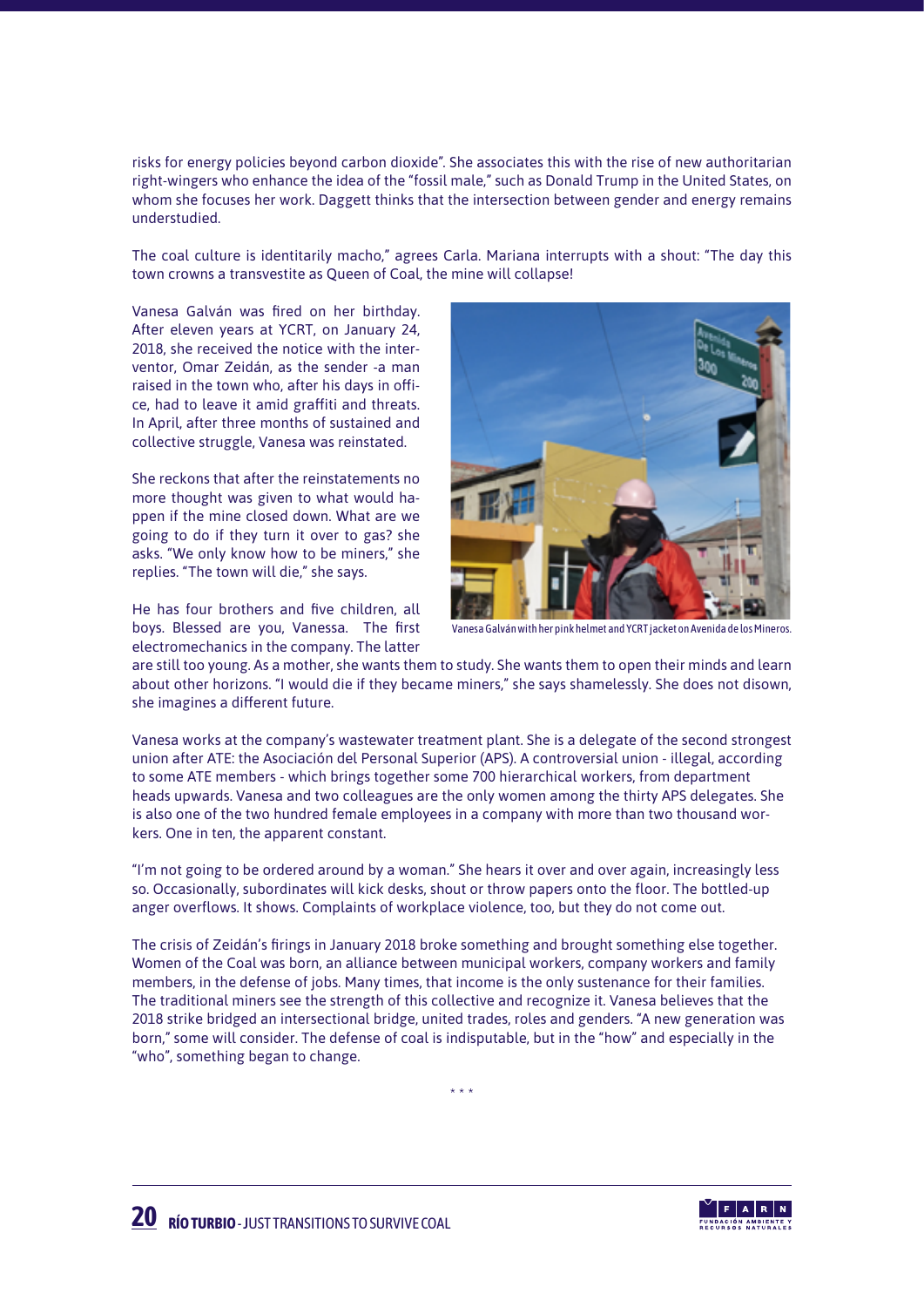risks for energy policies beyond carbon dioxide". She associates this with the rise of new authoritarian right-wingers who enhance the idea of the "fossil male," such as Donald Trump in the United States, on whom she focuses her work. Daggett thinks that the intersection between gender and energy remains understudied.

The coal culture is identitarily macho," agrees Carla. Mariana interrupts with a shout: "The day this town crowns a transvestite as Queen of Coal, the mine will collapse!

Vanesa Galván was fired on her birthday. After eleven years at YCRT, on January 24, 2018, she received the notice with the intervентor, Omar Zeidán, as the sender -a man raised in the town who, after his days in office, had to leave it amid graffiti and threats. In April, after three months of sustained and collective struggle, Vanesa was reinstated.

She reckons that after the reinstatements no more thought was given to what would happen if the mine closed down. What are we going to do if they turn it over to gas? she asks. "We only know how to be miners," she replies. "The town will die," she says.

He has four brothers and five children, all boys. Blessed are you, Vanessa. The first electromechanics in the company. The latter are still too young. As a mother, she wants them to study. She wants them to open their minds and learn about other horizons. "I would die if they became miners," she says shamelessly. She does not disown, she imagines a different future.

Vanesa Galván with her pink helmet and YCRT jacket on Avenida de los Mineros.

Vanesa works at the company's wastewater treatment plant. She is a delegate of the second strongest union after ATE: the Asociación del Personal Superior (APS). A controversial union - illegal, according to some ATE members - which brings together some 700 hierarchical workers, from department heads upwards. Vanesa and two colleagues are the only women among the thirty APS delegates. She is also one of the two hundred female employees in a company with more than two thousand workers. One in ten, the apparent constant.

"I'm not going to be ordered around by a woman." She hears it over and over again, increasingly less so. Occasionally, subordinates will kick desks, shout or throw papers onto the floor. The bottled-up anger overflows. It shows. Complaints of workplace violence, too, but they do not come out.

The crisis of Zeidán's firings in January 2018 broke something and brought something else together. Women of the Coal was born, an alliance between municipal workers, company workers and family members, in the defense of jobs. Many times, that income is the only sustenance for their families. The traditional miners see the strength of this collective and recognize it. Vanesa believes that the 2018 strike bridged an intersectional bridge, united trades, roles and genders. "A new generation was born," some will consider. The defense of coal is indisputable, but in the "how" and especially in the "who", something began to change.

\* \* \*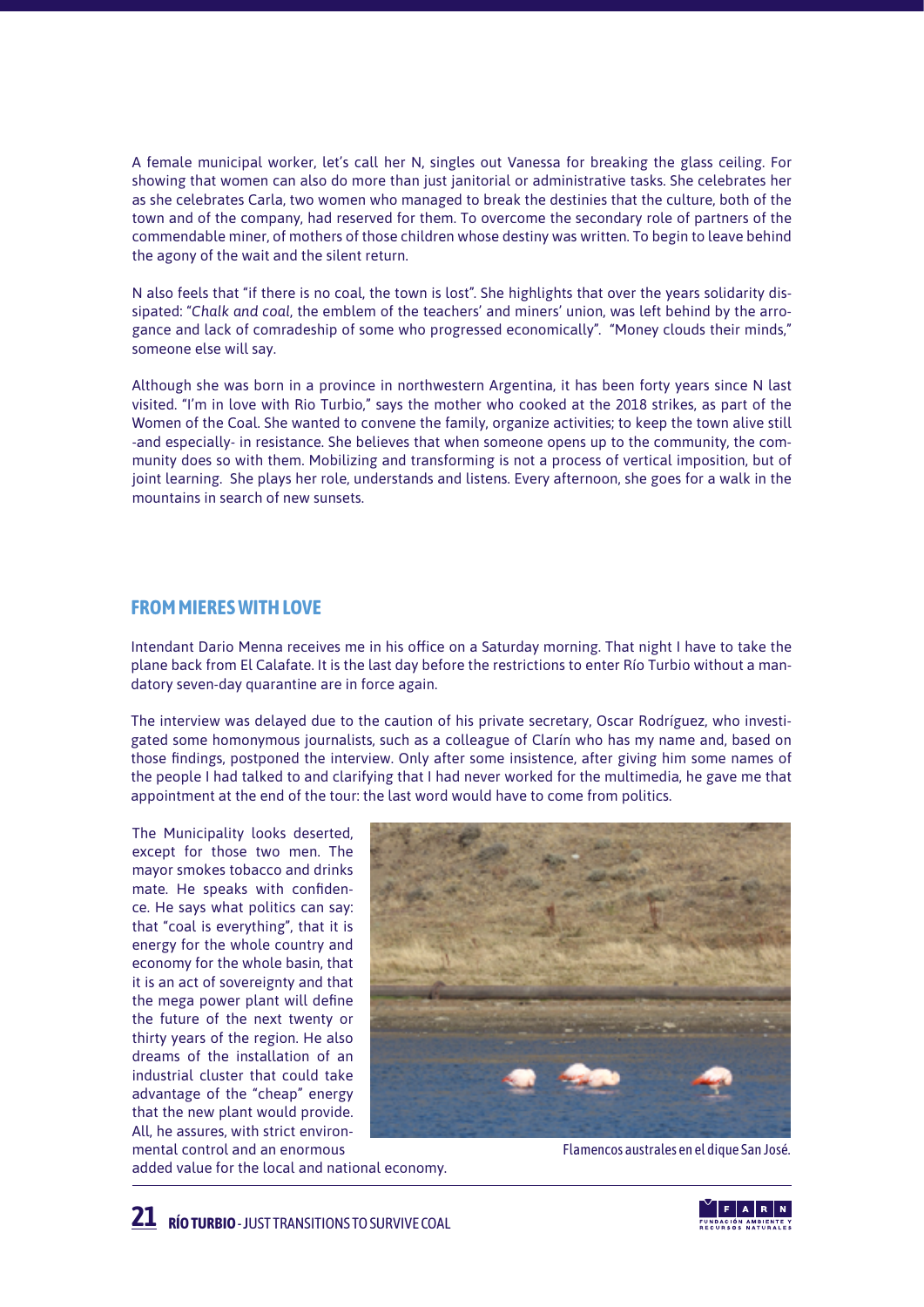A female municipal worker, let's call her N, singles out Vanessa for breaking the glass ceiling. For showing that women can also do more than just janitorial or administrative tasks. She celebrates her as she celebrates Carla, two women who managed to break the destinies that the culture, both of the town and of the company, had reserved for them. To overcome the secondary role of partners of the commendable miner, of mothers of those children whose destiny was written. To begin to leave behind the agony of the wait and the silent return.

N also feels that "if there is no coal, the town is lost". She highlights that over the years solidarity dissipated: "*Chalk and coal*, the emblem of the teachers' and miners' union, was left behind by the arrogance and lack of comradeship of some who progressed economically". "Money clouds their minds," someone else will say.

Although she was born in a province in northwestern Argentina, it has been forty years since N last visited. "I'm in love with Rio Turbio," says the mother who cooked at the 2018 strikes, as part of the Women of the Coal. She wanted to convene the family, organize activities; to keep the town alive still -and especially- in resistance. She believes that when someone opens up to the community, the community does so with them. Mobilizing and transforming is not a process of vertical imposition, but of joint learning. She plays her role, understands and listens. Every afternoon, she goes for a walk in the mountains in search of new sunsets.

## FROM MIERES WITH LOVE

Intendant Dario Menna receives me in his office on a Saturday morning. That night I have to take the plane back from El Calafate. It is the last day before the restrictions to enter Río Turbio without a mandatory seven-day quarantine are in force again.

The interview was delayed due to the caution of his private secretary, Oscar Rodríguez, who investigated some homonymous journalists, such as a colleague of Clarín who has my name and, based on those findings, postponed the interview. Only after some insistence, after giving him some names of the people I had talked to and clarifying that I had never worked for the multimedia, he gave me that appointment at the end of the tour: the last word would have to come from politics.

The Municipality looks deserted, except for those two men. The mayor smokes tobacco and drinks mate. He speaks with confidence. He says what politics can say: that "coal is everything", that it is energy for the whole country and economy for the whole basin, that it is an act of sovereignty and that the mega power plant will define the future of the next twenty or thirty years of the region. He also dreams of the installation of an industrial cluster that could take advantage of the "cheap" energy that the new plant would provide. All, he assures, with strict environmental control and an enormous added value for the local and national economy.

Flamencos australes en el dique San José.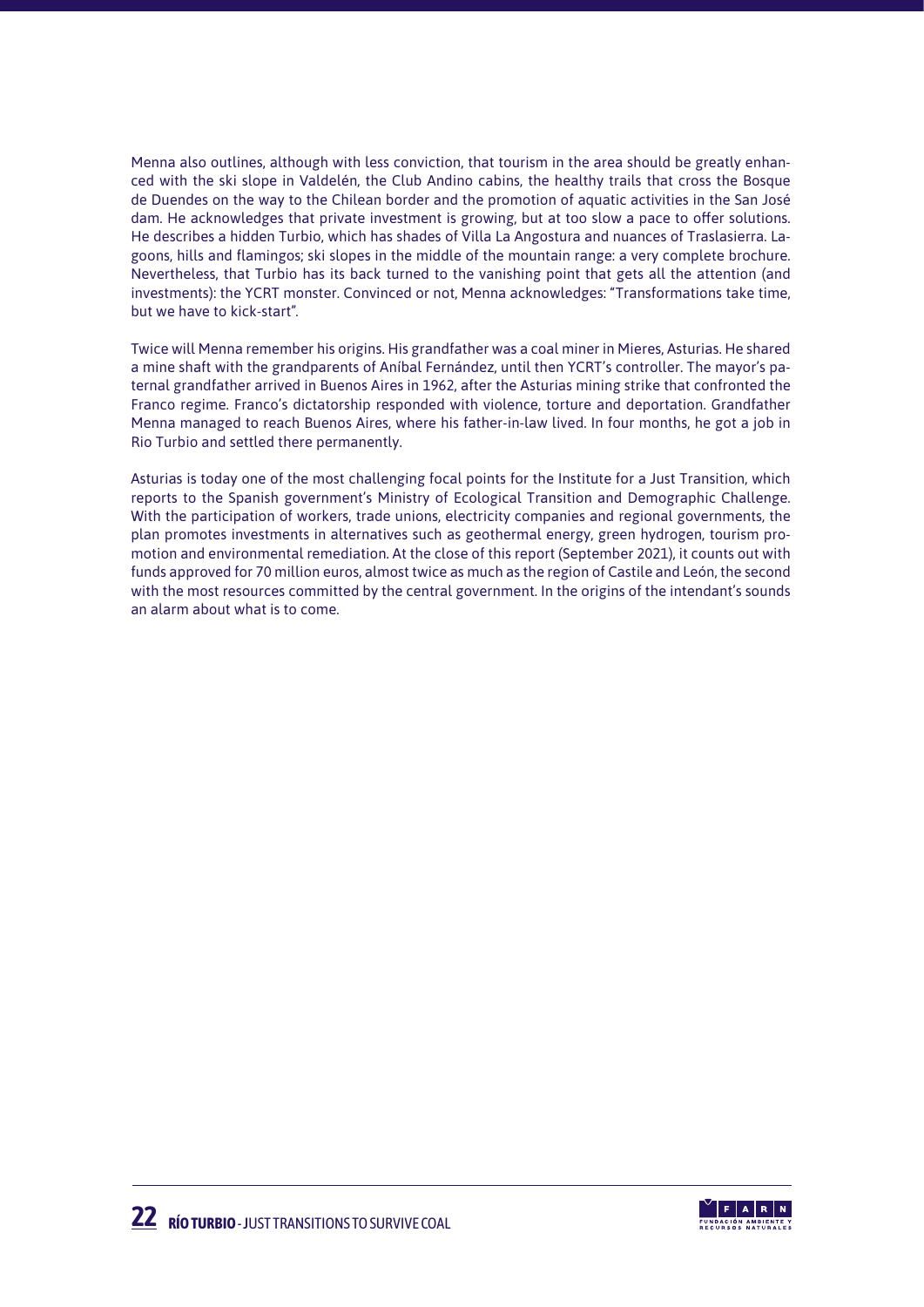Menna also outlines, although with less conviction, that tourism in the area should be greatly enhanced with the ski slope in Valdelén, the Club Andino cabins, the healthy trails that cross the Bosque de Duendes on the way to the Chilean border and the promotion of aquatic activities in the San José dam. He acknowledges that private investment is growing, but at too slow a pace to offer solutions. He describes a hidden Turbio, which has shades of Villa La Angostura and nuances of Traslasierra. Lagoons, hills and flamingos; ski slopes in the middle of the mountain range: a very complete brochure. Nevertheless, that Turbio has its back turned to the vanishing point that gets all the attention (and investments): the YCRT monster. Convinced or not, Menna acknowledges: "Transformations take time, but we have to kick-start".

Twice will Menna remember his origins. His grandfather was a coal miner in Mieres, Asturias. He shared a mine shaft with the grandparents of Aníbal Fernández, until then YCRT's controller. The mayor's paternal grandfather arrived in Buenos Aires in 1962, after the Asturias mining strike that confronted the Franco regime. Franco's dictatorship responded with violence, torture and deportation. Grandfather Menna managed to reach Buenos Aires, where his father-in-law lived. In four months, he got a job in Rio Turbio and settled there permanently.

Asturias is today one of the most challenging focal points for the Institute for a Just Transition, which reports to the Spanish government's Ministry of Ecological Transition and Demographic Challenge. With the participation of workers, trade unions, electricity companies and regional governments, the plan promotes investments in alternatives such as geothermal energy, green hydrogen, tourism promotion and environmental remediation. At the close of this report (September 2021), it counts out with funds approved for 70 million euros, almost twice as much as the region of Castile and León, the second with the most resources committed by the central government. In the origins of the intendant's sounds an alarm about what is to come.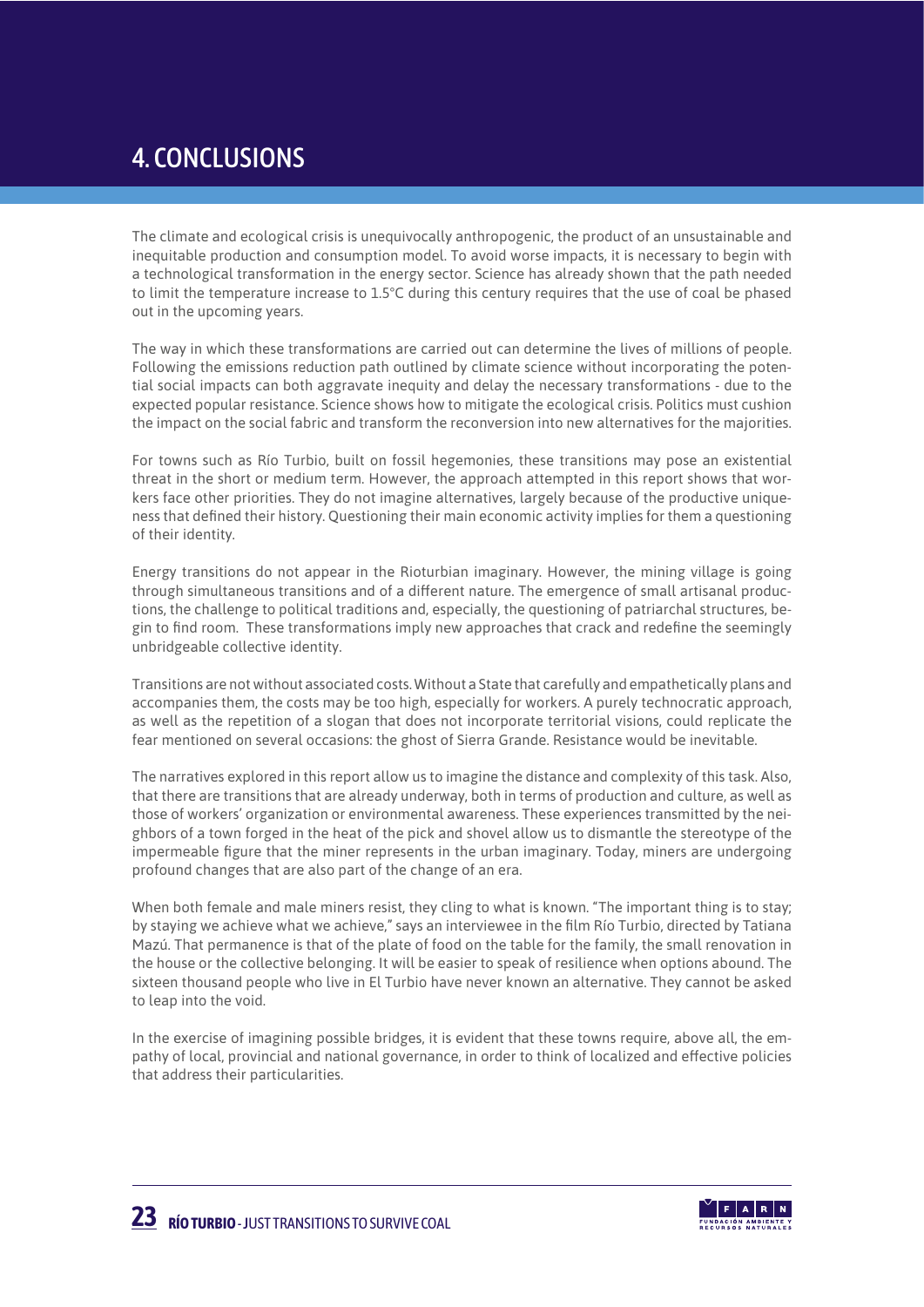# 4. CONCLUSIONS

The climate and ecological crisis is unequivocally anthropogenic, the product of an unsustainable and inequitable production and consumption model. To avoid worse impacts, it is necessary to begin with a technological transformation in the energy sector. Science has already shown that the path needed to limit the temperature increase to 1.5°C during this century requires that the use of coal be phased out in the upcoming years.

The way in which these transformations are carried out can determine the lives of millions of people. Following the emissions reduction path outlined by climate science without incorporating the potential social impacts can both aggravate inequity and delay the necessary transformations - due to the expected popular resistance. Science shows how to mitigate the ecological crisis. Politics must cushion the impact on the social fabric and transform the reconversion into new alternatives for the majorities.

For towns such as Río Turbio, built on fossil hegemonies, these transitions may pose an existential threat in the short or medium term. However, the approach attempted in this report shows that workers face other priorities. They do not imagine alternatives, largely because of the productive uniqueness that defined their history. Questioning their main economic activity implies for them a questioning of their identity.

Energy transitions do not appear in the Rioturbian imaginary. However, the mining village is going through simultaneous transitions and of a different nature. The emergence of small artisanal productions, the challenge to political traditions and, especially, the questioning of patriarchal structures, begin to find room. These transformations imply new approaches that crack and redefine the seemingly unbridgeable collective identity.

Transitions are not without associated costs. Without a State that carefully and empathetically plans and accompanies them, the costs may be too high, especially for workers. A purely technocratic approach, as well as the repetition of a slogan that does not incorporate territorial visions, could replicate the fear mentioned on several occasions: the ghost of Sierra Grande. Resistance would be inevitable.

The narratives explored in this report allow us to imagine the distance and complexity of this task. Also, that there are transitions that are already underway, both in terms of production and culture, as well as those of workers' organization or environmental awareness. These experiences transmitted by the neighbors of a town forged in the heat of the pick and shovel allow us to dismantle the stereotype of the impermeable figure that the miner represents in the urban imaginary. Today, miners are undergoing profound changes that are also part of the change of an era.

When both female and male miners resist, they cling to what is known. "The important thing is to stay; by staying we achieve what we achieve," says an interviewee in the film Río Turbio, directed by Tatiana Mazú. That permanence is that of the plate of food on the table for the family, the small renovation in the house or the collective belonging. It will be easier to speak of resilience when options abound. The sixteen thousand people who live in El Turbio have never known an alternative. They cannot be asked to leap into the void.

In the exercise of imagining possible bridges, it is evident that these towns require, above all, the empathy of local, provincial and national governance, in order to think of localized and effective policies that address their particularities.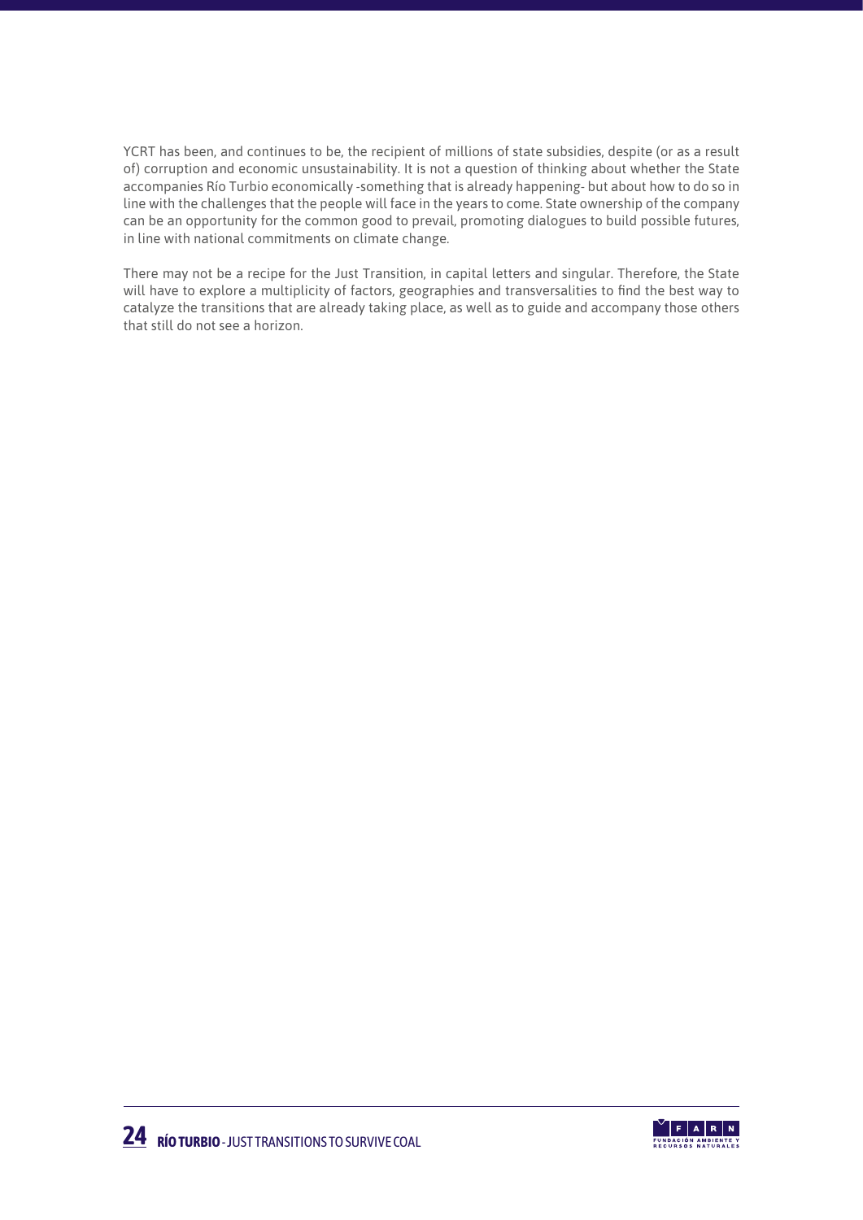YCRT has been, and continues to be, the recipient of millions of state subsidies, despite (or as a result of) corruption and economic unsustainability. It is not a question of thinking about whether the State accompanies Río Turbio economically -something that is already happening- but about how to do so in line with the challenges that the people will face in the years to come. State ownership of the company can be an opportunity for the common good to prevail, promoting dialogues to build possible futures, in line with national commitments on climate change.

There may not be a recipe for the Just Transition, in capital letters and singular. Therefore, the State will have to explore a multiplicity of factors, geographies and transversalities to find the best way to catalyze the transitions that are already taking place, as well as to guide and accompany those others that still do not see a horizon.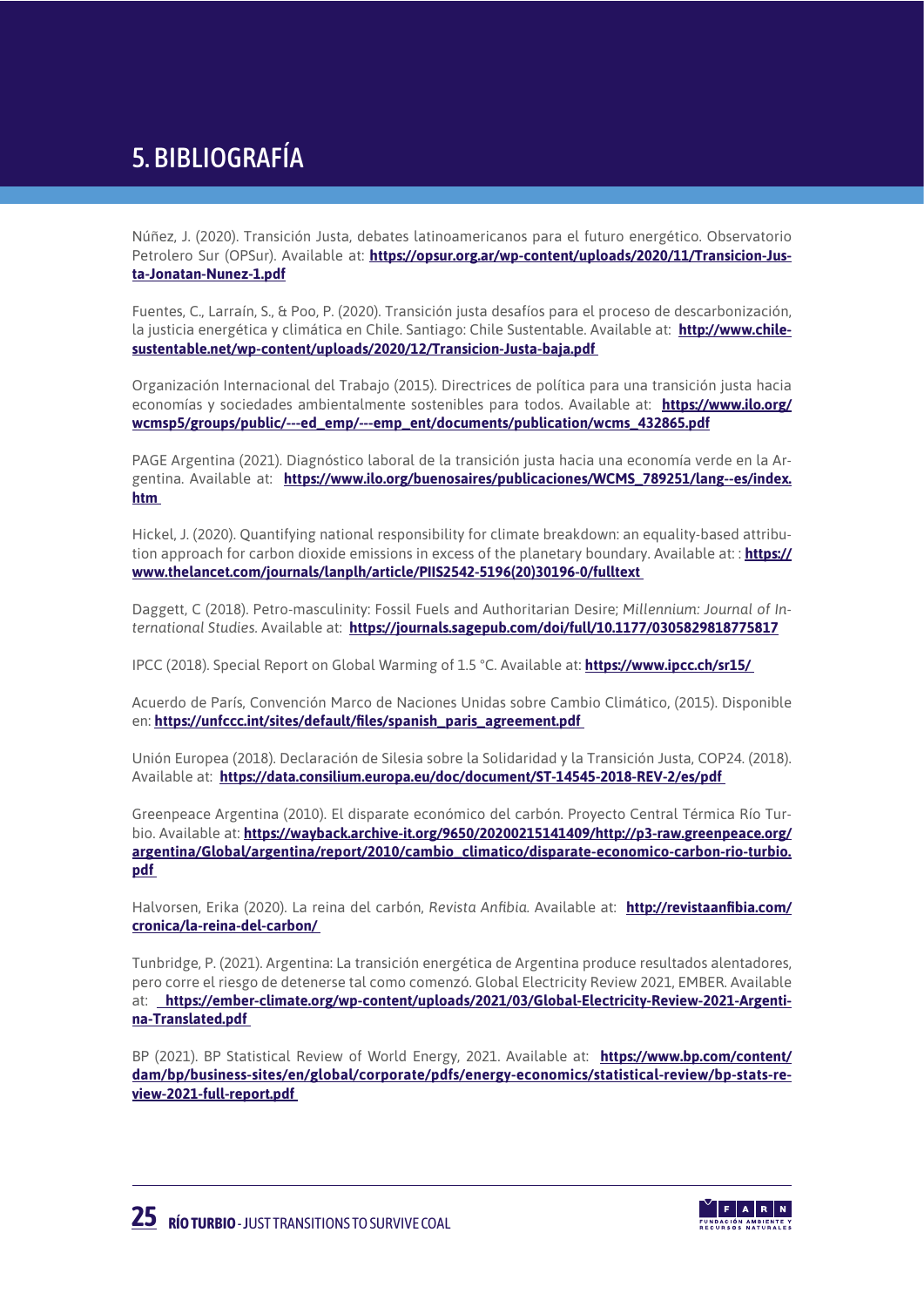# 5. BIBLIOGRAFÍA

Núñez, J. (2020). Transición Justa, debates latinoamericanos para el futuro energético. Observatorio Petrolero Sur (OPSur). Available at: **https://opsur.org.ar/wp-content/uploads/2020/11/Transicion-Justa-Jonatan-Nunez-1.pdf**

Fuentes, C., Larraín, S., & Poo, P. (2020). Transición justa desafíos para el proceso de descarbonización, la justicia energética y climática en Chile. Santiago: Chile Sustentable. Available at: **http://www.chilesustentable.net/wp-content/uploads/2020/12/Transicion-Justa-baja.pdf**

Organización Internacional del Trabajo (2015). Directrices de política para una transición justa hacia economías y sociedades ambientalmente sostenibles para todos. Available at: **https://www.ilo.org/wcmsp5/groups/public/---ed_emp/---emp_ent/documents/publication/wcms_432865.pdf**

PAGE Argentina (2021). Diagnóstico laboral de la transición justa hacia una economía verde en la Argentina. Available at: **https://www.ilo.org/buenosaires/publicaciones/WCMS_789251/lang--es/index.htm**

Hickel, J. (2020). Quantifying national responsibility for climate breakdown: an equality-based attribution approach for carbon dioxide emissions in excess of the planetary boundary. Available at: : **https://www.thelancet.com/journals/lanplh/article/PIIS2542-5196(20)30196-0/fulltext**

Daggett, C (2018). Petro-masculinity: Fossil Fuels and Authoritarian Desire; *Millennium: Journal of International Studies.* Available at: **https://journals.sagepub.com/doi/full/10.1177/0305829818775817**

IPCC (2018). Special Report on Global Warming of 1.5 °C. Available at: **https://www.ipcc.ch/sr15/**

Acuerdo de París, Convención Marco de Naciones Unidas sobre Cambio Climático, (2015). Disponible en: **https://unfccc.int/sites/default/files/spanish_paris_agreement.pdf**

Unión Europea (2018). Declaración de Silesia sobre la Solidaridad y la Transición Justa, COP24. (2018). Available at: **https://data.consilium.europa.eu/doc/document/ST-14545-2018-REV-2/es/pdf**

Greenpeace Argentina (2010). El disparate económico del carbón. Proyecto Central Térmica Río Turbio. Available at: **https://wayback.archive-it.org/9650/20200215141409/http://p3-raw.greenpeace.org/argentina/Global/argentina/report/2010/cambio_climatico/disparate-economico-carbon-rio-turbio.pdf**

Halvorsen, Erika (2020). La reina del carbón, *Revista Anfibia.* Available at: **http://revistaanfibia.com/cronica/la-reina-del-carbon/**

Tunbridge, P. (2021). Argentina: La transición energética de Argentina produce resultados alentadores, pero corre el riesgo de detenerse tal como comenzó. Global Electricity Review 2021, EMBER. Available at: **https://ember-climate.org/wp-content/uploads/2021/03/Global-Electricity-Review-2021-Argentina-Translated.pdf**

BP (2021). BP Statistical Review of World Energy, 2021. Available at: **https://www.bp.com/content/dam/bp/business-sites/en/global/corporate/pdfs/energy-economics/statistical-review/bp-stats-review-2021-full-report.pdf**